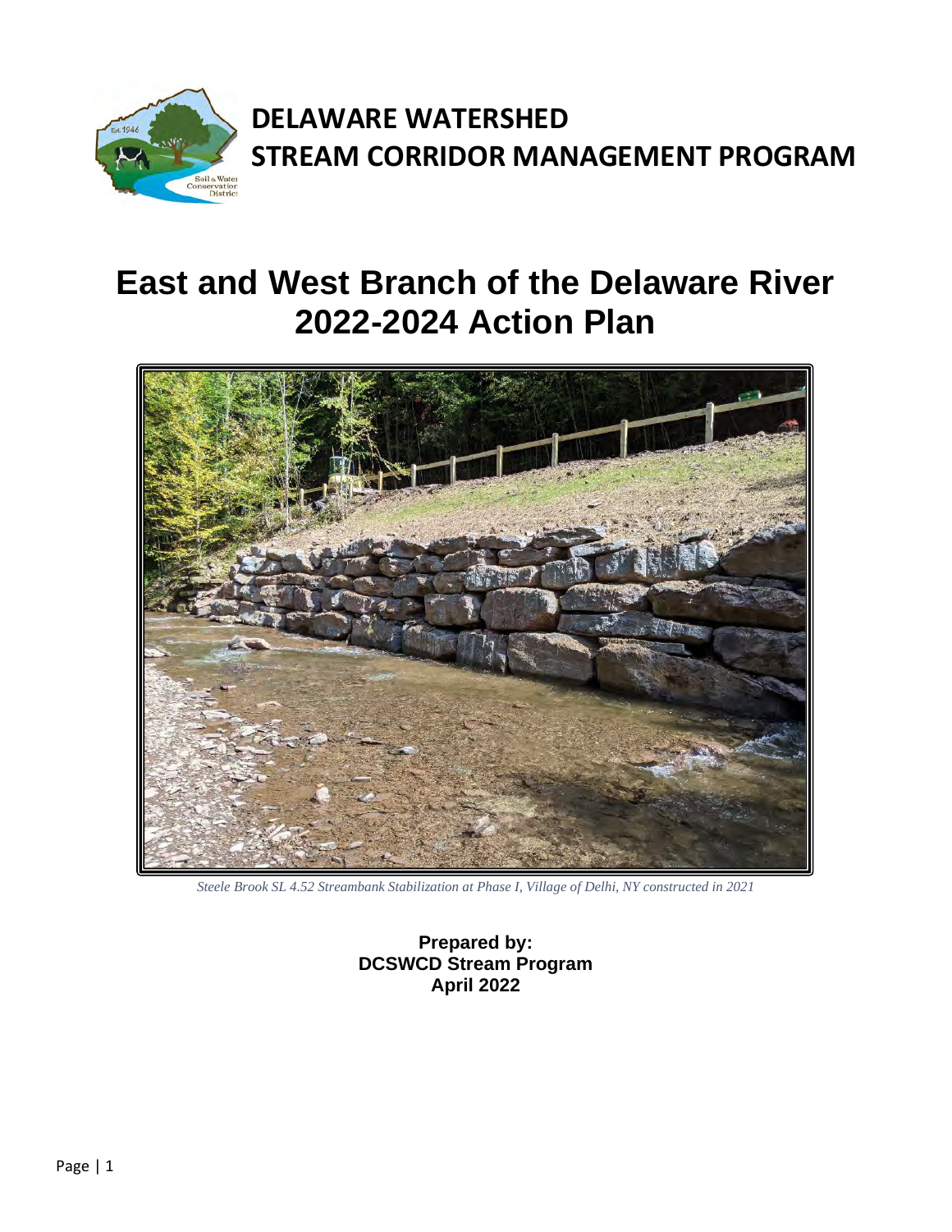**DELAWARE WATERSHED**
**STREAM CORRIDOR MANAGEMENT PROGRAM**

# East and West Branch of the Delaware River 2022-2024 Action Plan

*Steele Brook SL 4.52 Streambank Stabilization at Phase I, Village of Delhi, NY constructed in 2021*

**Prepared by:**
**DCSWCD Stream Program**
**April 2022**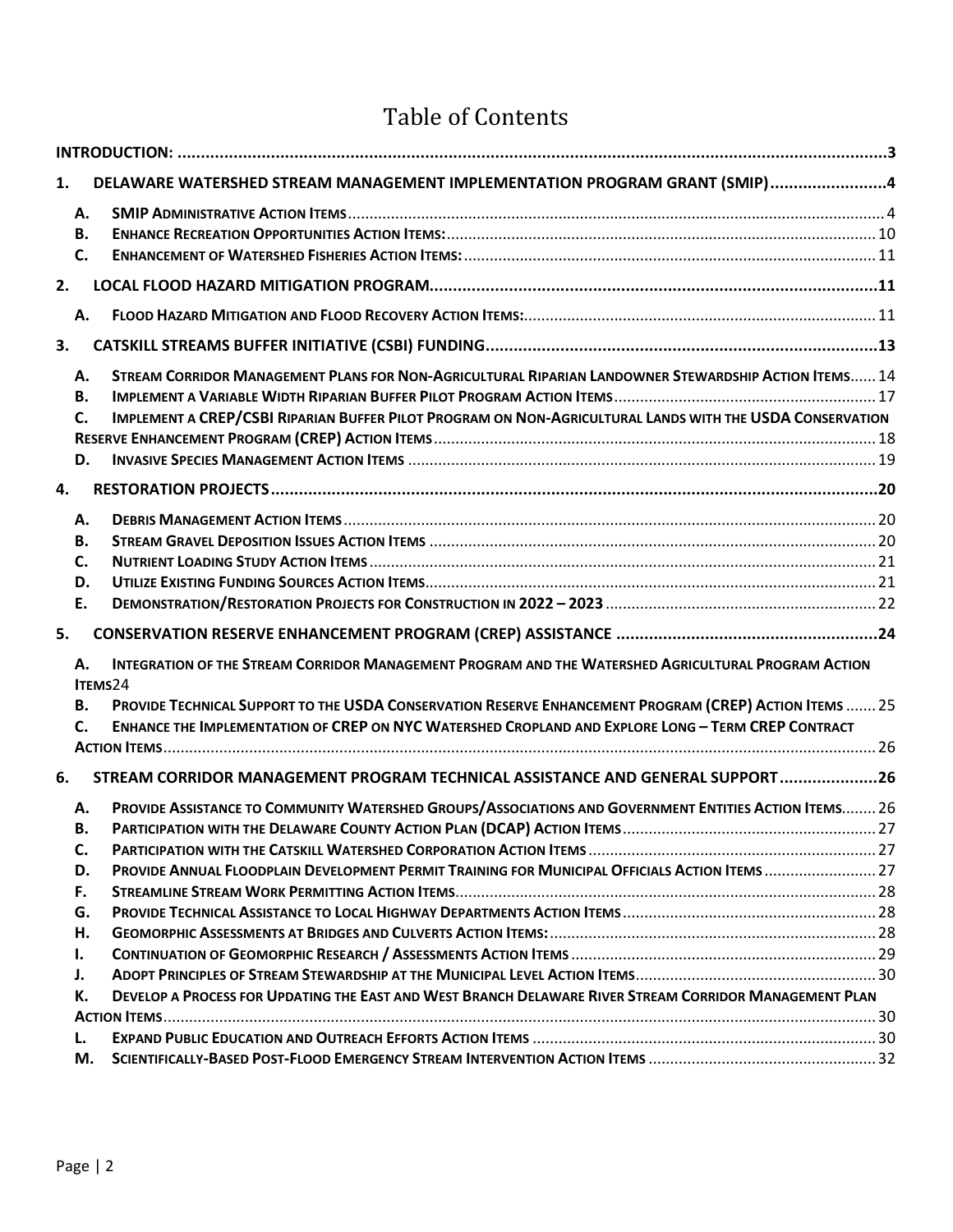# Table of Contents

**INTRODUCTION:** ........................................................................ 3

**1. DELAWARE WATERSHED STREAM MANAGEMENT IMPLEMENTATION PROGRAM GRANT (SMIP)** ........................ 4

- A. SMIP ADMINISTRATIVE ACTION ITEMS ........................ 4
- B. ENHANCE RECREATION OPPORTUNITIES ACTION ITEMS: ........................ 10
- C. ENHANCEMENT OF WATERSHED FISHERIES ACTION ITEMS: ........................ 11

**2. LOCAL FLOOD HAZARD MITIGATION PROGRAM** ........................ 11

- A. FLOOD HAZARD MITIGATION AND FLOOD RECOVERY ACTION ITEMS: ........................ 11

**3. CATSKILL STREAMS BUFFER INITIATIVE (CSBI) FUNDING** ........................ 13

- A. STREAM CORRIDOR MANAGEMENT PLANS FOR NON-AGRICULTURAL RIPARIAN LANDOWNER STEWARDSHIP ACTION ITEMS ...... 14
- B. IMPLEMENT A VARIABLE WIDTH RIPARIAN BUFFER PILOT PROGRAM ACTION ITEMS ........................ 17
- C. IMPLEMENT A CREP/CSBI RIPARIAN BUFFER PILOT PROGRAM ON NON-AGRICULTURAL LANDS WITH THE USDA CONSERVATION RESERVE ENHANCEMENT PROGRAM (CREP) ACTION ITEMS ........................ 18
- D. INVASIVE SPECIES MANAGEMENT ACTION ITEMS ........................ 19

**4. RESTORATION PROJECTS** ........................ 20

- A. DEBRIS MANAGEMENT ACTION ITEMS ........................ 20
- B. STREAM GRAVEL DEPOSITION ISSUES ACTION ITEMS ........................ 20
- C. NUTRIENT LOADING STUDY ACTION ITEMS ........................ 21
- D. UTILIZE EXISTING FUNDING SOURCES ACTION ITEMS ........................ 21
- E. DEMONSTRATION/RESTORATION PROJECTS FOR CONSTRUCTION IN 2022 – 2023 ........................ 22

**5. CONSERVATION RESERVE ENHANCEMENT PROGRAM (CREP) ASSISTANCE** ........................ 24

- A. INTEGRATION OF THE STREAM CORRIDOR MANAGEMENT PROGRAM AND THE WATERSHED AGRICULTURAL PROGRAM ACTION ITEMS 24
- B. PROVIDE TECHNICAL SUPPORT TO THE USDA CONSERVATION RESERVE ENHANCEMENT PROGRAM (CREP) ACTION ITEMS ....... 25
- C. ENHANCE THE IMPLEMENTATION OF CREP ON NYC WATERSHED CROPLAND AND EXPLORE LONG – TERM CREP CONTRACT ACTION ITEMS ........................ 26

**6. STREAM CORRIDOR MANAGEMENT PROGRAM TECHNICAL ASSISTANCE AND GENERAL SUPPORT** ........................ 26

- A. PROVIDE ASSISTANCE TO COMMUNITY WATERSHED GROUPS/ASSOCIATIONS AND GOVERNMENT ENTITIES ACTION ITEMS ........ 26
- B. PARTICIPATION WITH THE DELAWARE COUNTY ACTION PLAN (DCAP) ACTION ITEMS ........................ 27
- C. PARTICIPATION WITH THE CATSKILL WATERSHED CORPORATION ACTION ITEMS ........................ 27
- D. PROVIDE ANNUAL FLOODPLAIN DEVELOPMENT PERMIT TRAINING FOR MUNICIPAL OFFICIALS ACTION ITEMS ........................ 27
- F. STREAMLINE STREAM WORK PERMITTING ACTION ITEMS ........................ 28
- G. PROVIDE TECHNICAL ASSISTANCE TO LOCAL HIGHWAY DEPARTMENTS ACTION ITEMS ........................ 28
- H. GEOMORPHIC ASSESSMENTS AT BRIDGES AND CULVERTS ACTION ITEMS: ........................ 28
- I. CONTINUATION OF GEOMORPHIC RESEARCH / ASSESSMENTS ACTION ITEMS ........................ 29
- J. ADOPT PRINCIPLES OF STREAM STEWARDSHIP AT THE MUNICIPAL LEVEL ACTION ITEMS ........................ 30
- K. DEVELOP A PROCESS FOR UPDATING THE EAST AND WEST BRANCH DELAWARE RIVER STREAM CORRIDOR MANAGEMENT PLAN ACTION ITEMS ........................ 30
- L. EXPAND PUBLIC EDUCATION AND OUTREACH EFFORTS ACTION ITEMS ........................ 30
- M. SCIENTIFICALLY-BASED POST-FLOOD EMERGENCY STREAM INTERVENTION ACTION ITEMS ........................ 32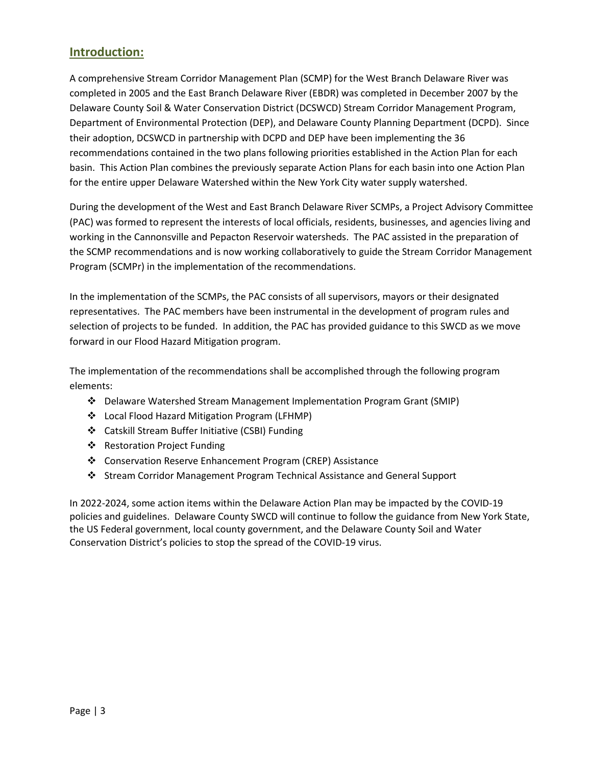## Introduction:

A comprehensive Stream Corridor Management Plan (SCMP) for the West Branch Delaware River was completed in 2005 and the East Branch Delaware River (EBDR) was completed in December 2007 by the Delaware County Soil & Water Conservation District (DCSWCD) Stream Corridor Management Program, Department of Environmental Protection (DEP), and Delaware County Planning Department (DCPD). Since their adoption, DCSWCD in partnership with DCPD and DEP have been implementing the 36 recommendations contained in the two plans following priorities established in the Action Plan for each basin. This Action Plan combines the previously separate Action Plans for each basin into one Action Plan for the entire upper Delaware Watershed within the New York City water supply watershed.

During the development of the West and East Branch Delaware River SCMPs, a Project Advisory Committee (PAC) was formed to represent the interests of local officials, residents, businesses, and agencies living and working in the Cannonsville and Pepacton Reservoir watersheds. The PAC assisted in the preparation of the SCMP recommendations and is now working collaboratively to guide the Stream Corridor Management Program (SCMPr) in the implementation of the recommendations.

In the implementation of the SCMPs, the PAC consists of all supervisors, mayors or their designated representatives. The PAC members have been instrumental in the development of program rules and selection of projects to be funded. In addition, the PAC has provided guidance to this SWCD as we move forward in our Flood Hazard Mitigation program.

The implementation of the recommendations shall be accomplished through the following program elements:

- Delaware Watershed Stream Management Implementation Program Grant (SMIP)
- Local Flood Hazard Mitigation Program (LFHMP)
- Catskill Stream Buffer Initiative (CSBI) Funding
- Restoration Project Funding
- Conservation Reserve Enhancement Program (CREP) Assistance
- Stream Corridor Management Program Technical Assistance and General Support

In 2022-2024, some action items within the Delaware Action Plan may be impacted by the COVID-19 policies and guidelines. Delaware County SWCD will continue to follow the guidance from New York State, the US Federal government, local county government, and the Delaware County Soil and Water Conservation District's policies to stop the spread of the COVID-19 virus.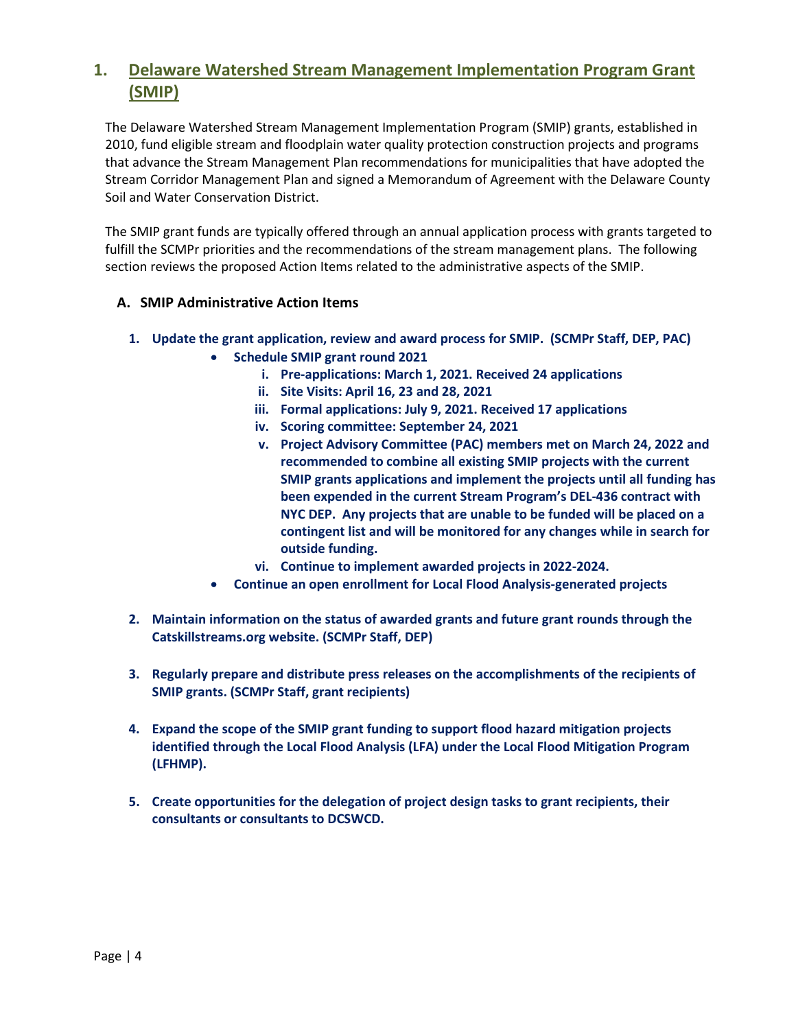# 1. Delaware Watershed Stream Management Implementation Program Grant (SMIP)

The Delaware Watershed Stream Management Implementation Program (SMIP) grants, established in 2010, fund eligible stream and floodplain water quality protection construction projects and programs that advance the Stream Management Plan recommendations for municipalities that have adopted the Stream Corridor Management Plan and signed a Memorandum of Agreement with the Delaware County Soil and Water Conservation District.

The SMIP grant funds are typically offered through an annual application process with grants targeted to fulfill the SCMPr priorities and the recommendations of the stream management plans. The following section reviews the proposed Action Items related to the administrative aspects of the SMIP.

## A. SMIP Administrative Action Items

1. **Update the grant application, review and award process for SMIP. (SCMPr Staff, DEP, PAC)**
   - **Schedule SMIP grant round 2021**
     - i. **Pre-applications: March 1, 2021. Received 24 applications**
     - ii. **Site Visits: April 16, 23 and 28, 2021**
     - iii. **Formal applications: July 9, 2021. Received 17 applications**
     - iv. **Scoring committee: September 24, 2021**
     - v. **Project Advisory Committee (PAC) members met on March 24, 2022 and recommended to combine all existing SMIP projects with the current SMIP grants applications and implement the projects until all funding has been expended in the current Stream Program's DEL-436 contract with NYC DEP. Any projects that are unable to be funded will be placed on a contingent list and will be monitored for any changes while in search for outside funding.**
     - vi. **Continue to implement awarded projects in 2022-2024.**
   - **Continue an open enrollment for Local Flood Analysis-generated projects**

2. **Maintain information on the status of awarded grants and future grant rounds through the Catskillstreams.org website. (SCMPr Staff, DEP)**

3. **Regularly prepare and distribute press releases on the accomplishments of the recipients of SMIP grants. (SCMPr Staff, grant recipients)**

4. **Expand the scope of the SMIP grant funding to support flood hazard mitigation projects identified through the Local Flood Analysis (LFA) under the Local Flood Mitigation Program (LFHMP).**

5. **Create opportunities for the delegation of project design tasks to grant recipients, their consultants or consultants to DCSWCD.**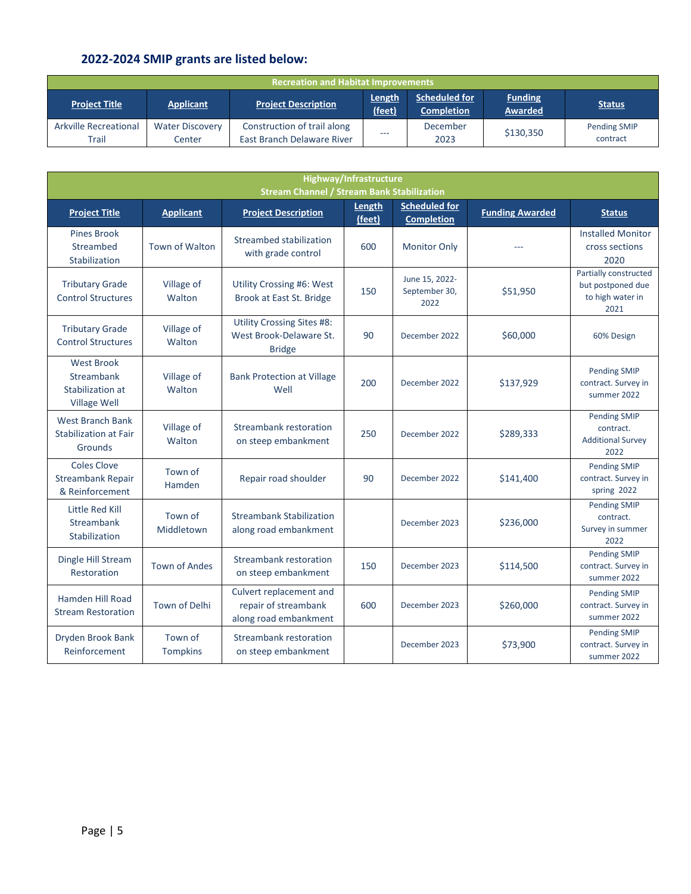## 2022-2024 SMIP grants are listed below:

| Recreation and Habitat Improvements | | | | | | |
|---|---|---|---|---|---|---|
| **Project Title** | **Applicant** | **Project Description** | **Length (feet)** | **Scheduled for Completion** | **Funding Awarded** | **Status** |
| Arkville Recreational Trail | Water Discovery Center | Construction of trail along East Branch Delaware River | --- | December 2023 | $130,350 | Pending SMIP contract |

| Highway/Infrastructure Stream Channel / Stream Bank Stabilization | | | | | | |
|---|---|---|---|---|---|---|
| **Project Title** | **Applicant** | **Project Description** | **Length (feet)** | **Scheduled for Completion** | **Funding Awarded** | **Status** |
| Pines Brook Streambed Stabilization | Town of Walton | Streambed stabilization with grade control | 600 | Monitor Only | --- | Installed Monitor cross sections 2020 |
| Tributary Grade Control Structures | Village of Walton | Utility Crossing #6: West Brook at East St. Bridge | 150 | June 15, 2022- September 30, 2022 | $51,950 | Partially constructed but postponed due to high water in 2021 |
| Tributary Grade Control Structures | Village of Walton | Utility Crossing Sites #8: West Brook-Delaware St. Bridge | 90 | December 2022 | $60,000 | 60% Design |
| West Brook Streambank Stabilization at Village Well | Village of Walton | Bank Protection at Village Well | 200 | December 2022 | $137,929 | Pending SMIP contract. Survey in summer 2022 |
| West Branch Bank Stabilization at Fair Grounds | Village of Walton | Streambank restoration on steep embankment | 250 | December 2022 | $289,333 | Pending SMIP contract. Additional Survey 2022 |
| Coles Clove Streambank Repair & Reinforcement | Town of Hamden | Repair road shoulder | 90 | December 2022 | $141,400 | Pending SMIP contract. Survey in spring 2022 |
| Little Red Kill Streambank Stabilization | Town of Middletown | Streambank Stabilization along road embankment | | December 2023 | $236,000 | Pending SMIP contract. Survey in summer 2022 |
| Dingle Hill Stream Restoration | Town of Andes | Streambank restoration on steep embankment | 150 | December 2023 | $114,500 | Pending SMIP contract. Survey in summer 2022 |
| Hamden Hill Road Stream Restoration | Town of Delhi | Culvert replacement and repair of streambank along road embankment | 600 | December 2023 | $260,000 | Pending SMIP contract. Survey in summer 2022 |
| Dryden Brook Bank Reinforcement | Town of Tompkins | Streambank restoration on steep embankment | | December 2023 | $73,900 | Pending SMIP contract. Survey in summer 2022 |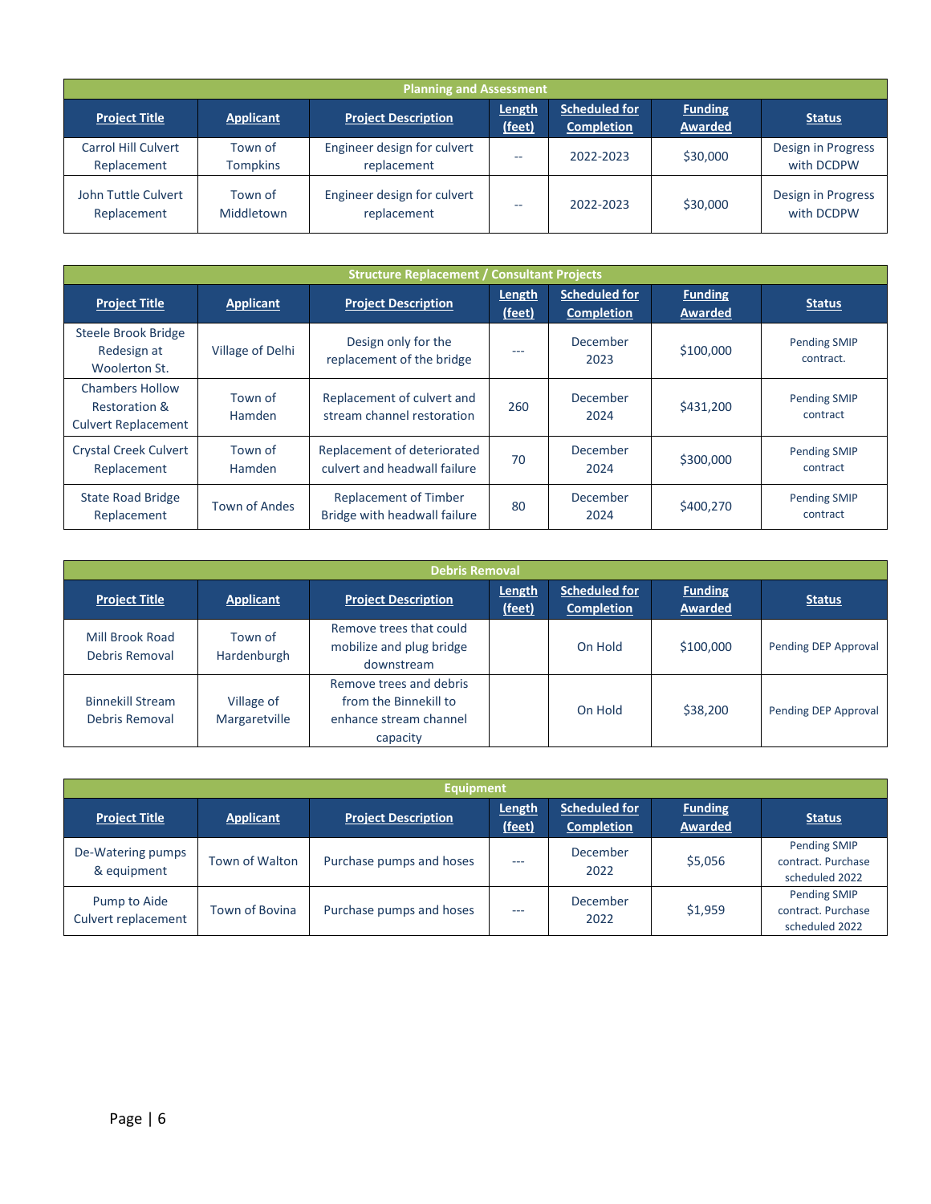| Planning and Assessment | | | | | | |
|---|---|---|---|---|---|---|
| **Project Title** | **Applicant** | **Project Description** | **Length (feet)** | **Scheduled for Completion** | **Funding Awarded** | **Status** |
| Carrol Hill Culvert Replacement | Town of Tompkins | Engineer design for culvert replacement | -- | 2022-2023 | $30,000 | Design in Progress with DCDPW |
| John Tuttle Culvert Replacement | Town of Middletown | Engineer design for culvert replacement | -- | 2022-2023 | $30,000 | Design in Progress with DCDPW |

| Structure Replacement / Consultant Projects | | | | | | |
|---|---|---|---|---|---|---|
| **Project Title** | **Applicant** | **Project Description** | **Length (feet)** | **Scheduled for Completion** | **Funding Awarded** | **Status** |
| Steele Brook Bridge Redesign at Woolerton St. | Village of Delhi | Design only for the replacement of the bridge | --- | December 2023 | $100,000 | Pending SMIP contract. |
| Chambers Hollow Restoration & Culvert Replacement | Town of Hamden | Replacement of culvert and stream channel restoration | 260 | December 2024 | $431,200 | Pending SMIP contract |
| Crystal Creek Culvert Replacement | Town of Hamden | Replacement of deteriorated culvert and headwall failure | 70 | December 2024 | $300,000 | Pending SMIP contract |
| State Road Bridge Replacement | Town of Andes | Replacement of Timber Bridge with headwall failure | 80 | December 2024 | $400,270 | Pending SMIP contract |

| Debris Removal | | | | | | |
|---|---|---|---|---|---|---|
| **Project Title** | **Applicant** | **Project Description** | **Length (feet)** | **Scheduled for Completion** | **Funding Awarded** | **Status** |
| Mill Brook Road Debris Removal | Town of Hardenburgh | Remove trees that could mobilize and plug bridge downstream | | On Hold | $100,000 | Pending DEP Approval |
| Binnekill Stream Debris Removal | Village of Margaretville | Remove trees and debris from the Binnekill to enhance stream channel capacity | | On Hold | $38,200 | Pending DEP Approval |

| Equipment | | | | | | |
|---|---|---|---|---|---|---|
| **Project Title** | **Applicant** | **Project Description** | **Length (feet)** | **Scheduled for Completion** | **Funding Awarded** | **Status** |
| De-Watering pumps & equipment | Town of Walton | Purchase pumps and hoses | --- | December 2022 | $5,056 | Pending SMIP contract. Purchase scheduled 2022 |
| Pump to Aide Culvert replacement | Town of Bovina | Purchase pumps and hoses | --- | December 2022 | $1,959 | Pending SMIP contract. Purchase scheduled 2022 |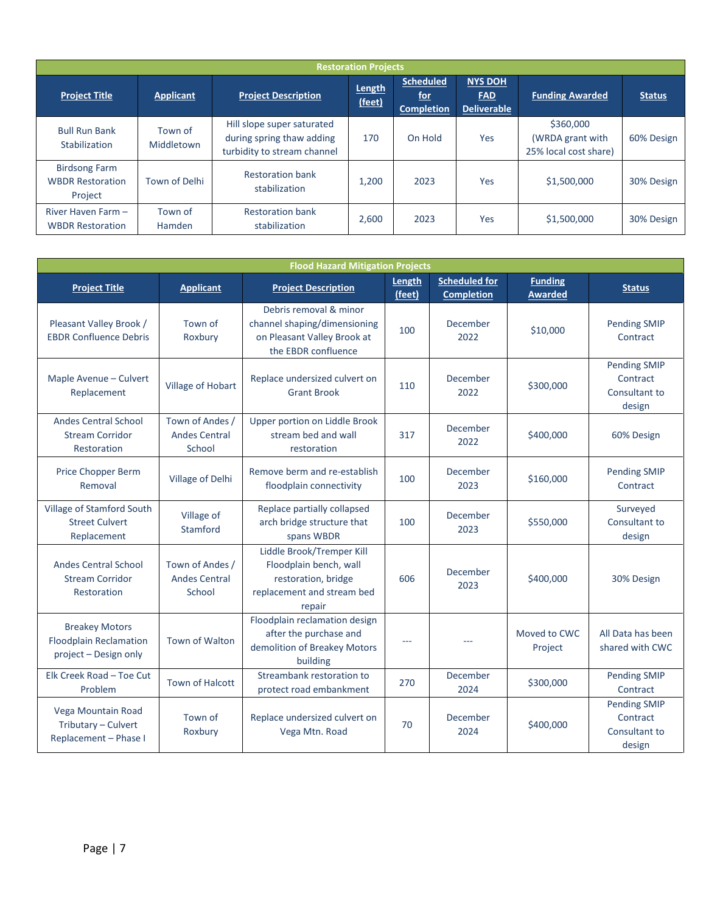| Restoration Projects | | | | | | | |
|---|---|---|---|---|---|---|---|
| **Project Title** | **Applicant** | **Project Description** | **Length (feet)** | **Scheduled for Completion** | **NYS DOH FAD Deliverable** | **Funding Awarded** | **Status** |
| Bull Run Bank Stabilization | Town of Middletown | Hill slope super saturated during spring thaw adding turbidity to stream channel | 170 | On Hold | Yes | $360,000 (WRDA grant with 25% local cost share) | 60% Design |
| Birdsong Farm WBDR Restoration Project | Town of Delhi | Restoration bank stabilization | 1,200 | 2023 | Yes | $1,500,000 | 30% Design |
| River Haven Farm – WBDR Restoration | Town of Hamden | Restoration bank stabilization | 2,600 | 2023 | Yes | $1,500,000 | 30% Design |

| Flood Hazard Mitigation Projects | | | | | | |
|---|---|---|---|---|---|---|
| **Project Title** | **Applicant** | **Project Description** | **Length (feet)** | **Scheduled for Completion** | **Funding Awarded** | **Status** |
| Pleasant Valley Brook / EBDR Confluence Debris | Town of Roxbury | Debris removal & minor channel shaping/dimensioning on Pleasant Valley Brook at the EBDR confluence | 100 | December 2022 | $10,000 | Pending SMIP Contract |
| Maple Avenue – Culvert Replacement | Village of Hobart | Replace undersized culvert on Grant Brook | 110 | December 2022 | $300,000 | Pending SMIP Contract Consultant to design |
| Andes Central School Stream Corridor Restoration | Town of Andes / Andes Central School | Upper portion on Liddle Brook stream bed and wall restoration | 317 | December 2022 | $400,000 | 60% Design |
| Price Chopper Berm Removal | Village of Delhi | Remove berm and re-establish floodplain connectivity | 100 | December 2023 | $160,000 | Pending SMIP Contract |
| Village of Stamford South Street Culvert Replacement | Village of Stamford | Replace partially collapsed arch bridge structure that spans WBDR | 100 | December 2023 | $550,000 | Surveyed Consultant to design |
| Andes Central School Stream Corridor Restoration | Town of Andes / Andes Central School | Liddle Brook/Tremper Kill Floodplain bench, wall restoration, bridge replacement and stream bed repair | 606 | December 2023 | $400,000 | 30% Design |
| Breakey Motors Floodplain Reclamation project – Design only | Town of Walton | Floodplain reclamation design after the purchase and demolition of Breakey Motors building | --- | --- | Moved to CWC Project | All Data has been shared with CWC |
| Elk Creek Road – Toe Cut Problem | Town of Halcott | Streambank restoration to protect road embankment | 270 | December 2024 | $300,000 | Pending SMIP Contract |
| Vega Mountain Road Tributary – Culvert Replacement – Phase I | Town of Roxbury | Replace undersized culvert on Vega Mtn. Road | 70 | December 2024 | $400,000 | Pending SMIP Contract Consultant to design |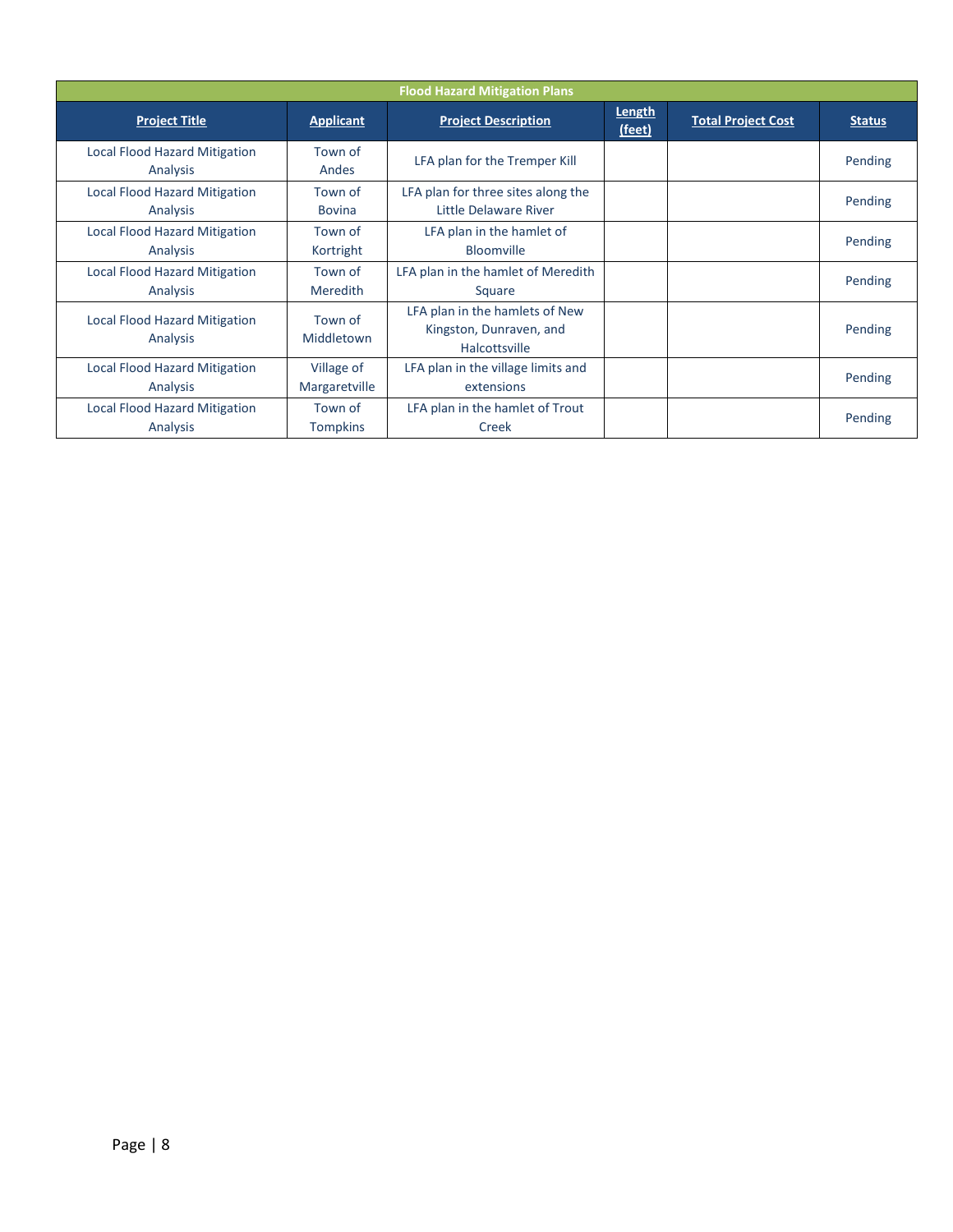| Flood Hazard Mitigation Plans | | | | | |
|---|---|---|---|---|---|
| **Project Title** | **Applicant** | **Project Description** | **Length (feet)** | **Total Project Cost** | **Status** |
| Local Flood Hazard Mitigation Analysis | Town of Andes | LFA plan for the Tremper Kill | | | Pending |
| Local Flood Hazard Mitigation Analysis | Town of Bovina | LFA plan for three sites along the Little Delaware River | | | Pending |
| Local Flood Hazard Mitigation Analysis | Town of Kortright | LFA plan in the hamlet of Bloomville | | | Pending |
| Local Flood Hazard Mitigation Analysis | Town of Meredith | LFA plan in the hamlet of Meredith Square | | | Pending |
| Local Flood Hazard Mitigation Analysis | Town of Middletown | LFA plan in the hamlets of New Kingston, Dunraven, and Halcottsville | | | Pending |
| Local Flood Hazard Mitigation Analysis | Village of Margaretville | LFA plan in the village limits and extensions | | | Pending |
| Local Flood Hazard Mitigation Analysis | Town of Tompkins | LFA plan in the hamlet of Trout Creek | | | Pending |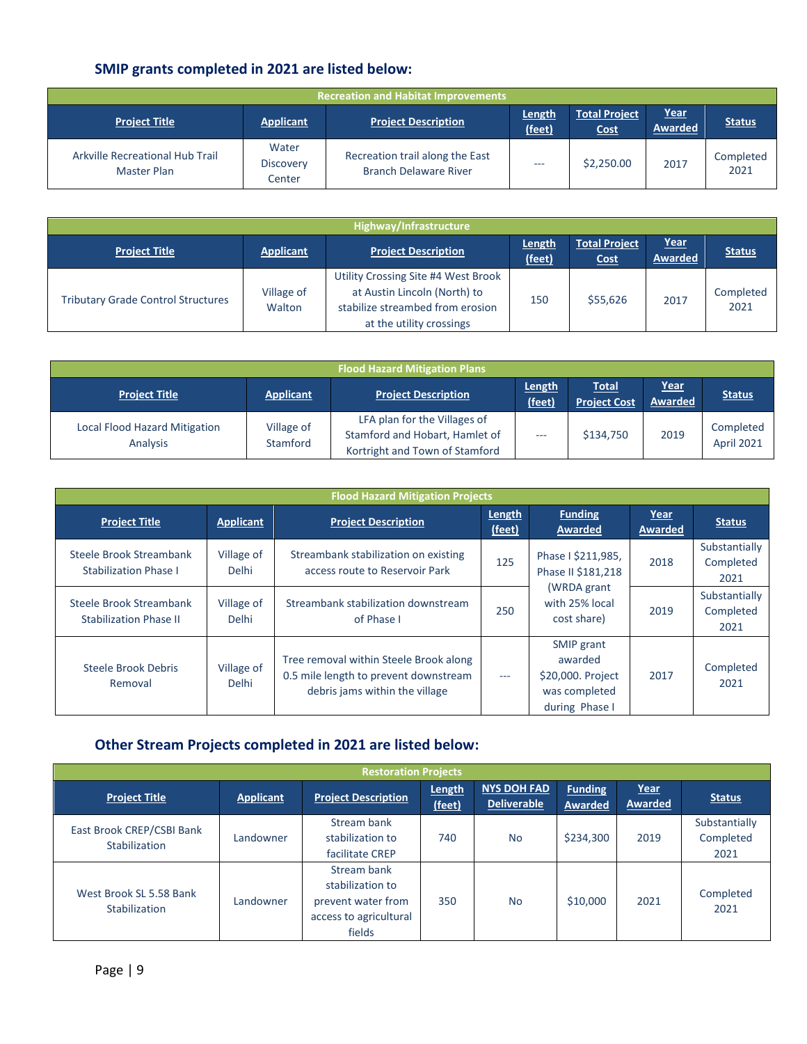## SMIP grants completed in 2021 are listed below:

| Recreation and Habitat Improvements | | | | | | |
|---|---|---|---|---|---|---|
| **Project Title** | **Applicant** | **Project Description** | **Length (feet)** | **Total Project Cost** | **Year Awarded** | **Status** |
| Arkville Recreational Hub Trail Master Plan | Water Discovery Center | Recreation trail along the East Branch Delaware River | --- | $2,250.00 | 2017 | Completed 2021 |

| Highway/Infrastructure | | | | | | |
|---|---|---|---|---|---|---|
| **Project Title** | **Applicant** | **Project Description** | **Length (feet)** | **Total Project Cost** | **Year Awarded** | **Status** |
| Tributary Grade Control Structures | Village of Walton | Utility Crossing Site #4 West Brook at Austin Lincoln (North) to stabilize streambed from erosion at the utility crossings | 150 | $55,626 | 2017 | Completed 2021 |

| Flood Hazard Mitigation Plans | | | | | | |
|---|---|---|---|---|---|---|
| **Project Title** | **Applicant** | **Project Description** | **Length (feet)** | **Total Project Cost** | **Year Awarded** | **Status** |
| Local Flood Hazard Mitigation Analysis | Village of Stamford | LFA plan for the Villages of Stamford and Hobart, Hamlet of Kortright and Town of Stamford | --- | $134,750 | 2019 | Completed April 2021 |

| Flood Hazard Mitigation Projects | | | | | | |
|---|---|---|---|---|---|---|
| **Project Title** | **Applicant** | **Project Description** | **Length (feet)** | **Funding Awarded** | **Year Awarded** | **Status** |
| Steele Brook Streambank Stabilization Phase I | Village of Delhi | Streambank stabilization on existing access route to Reservoir Park | 125 | Phase I $211,985, Phase II $181,218 (WRDA grant with 25% local cost share) | 2018 | Substantially Completed 2021 |
| Steele Brook Streambank Stabilization Phase II | Village of Delhi | Streambank stabilization downstream of Phase I | 250 | | 2019 | Substantially Completed 2021 |
| Steele Brook Debris Removal | Village of Delhi | Tree removal within Steele Brook along 0.5 mile length to prevent downstream debris jams within the village | --- | SMIP grant awarded $20,000. Project was completed during Phase I | 2017 | Completed 2021 |

## Other Stream Projects completed in 2021 are listed below:

| Restoration Projects | | | | | | | |
|---|---|---|---|---|---|---|---|
| **Project Title** | **Applicant** | **Project Description** | **Length (feet)** | **NYS DOH FAD Deliverable** | **Funding Awarded** | **Year Awarded** | **Status** |
| East Brook CREP/CSBI Bank Stabilization | Landowner | Stream bank stabilization to facilitate CREP | 740 | No | $234,300 | 2019 | Substantially Completed 2021 |
| West Brook SL 5.58 Bank Stabilization | Landowner | Stream bank stabilization to prevent water from access to agricultural fields | 350 | No | $10,000 | 2021 | Completed 2021 |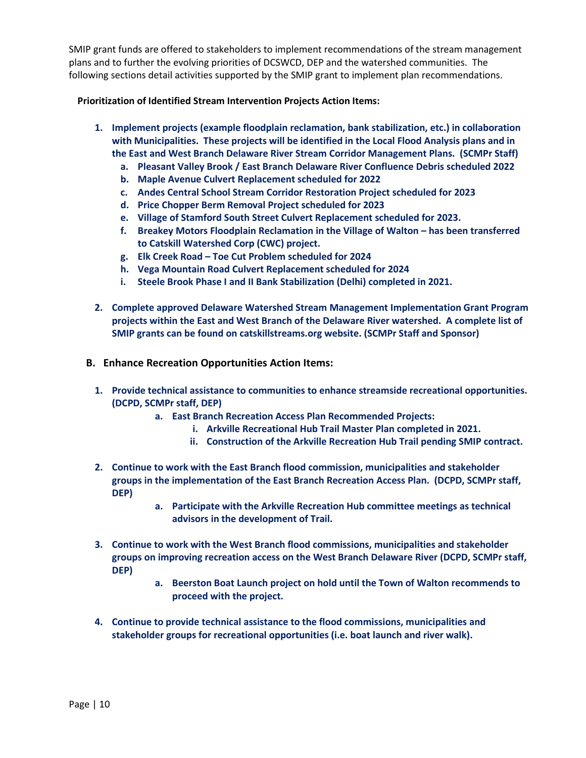SMIP grant funds are offered to stakeholders to implement recommendations of the stream management plans and to further the evolving priorities of DCSWCD, DEP and the watershed communities. The following sections detail activities supported by the SMIP grant to implement plan recommendations.

**Prioritization of Identified Stream Intervention Projects Action Items:**

1. **Implement projects (example floodplain reclamation, bank stabilization, etc.) in collaboration with Municipalities. These projects will be identified in the Local Flood Analysis plans and in the East and West Branch Delaware River Stream Corridor Management Plans. (SCMPr Staff)**
   a. **Pleasant Valley Brook / East Branch Delaware River Confluence Debris scheduled 2022**
   b. **Maple Avenue Culvert Replacement scheduled for 2022**
   c. **Andes Central School Stream Corridor Restoration Project scheduled for 2023**
   d. **Price Chopper Berm Removal Project scheduled for 2023**
   e. **Village of Stamford South Street Culvert Replacement scheduled for 2023.**
   f. **Breakey Motors Floodplain Reclamation in the Village of Walton – has been transferred to Catskill Watershed Corp (CWC) project.**
   g. **Elk Creek Road – Toe Cut Problem scheduled for 2024**
   h. **Vega Mountain Road Culvert Replacement scheduled for 2024**
   i. **Steele Brook Phase I and II Bank Stabilization (Delhi) completed in 2021.**

2. **Complete approved Delaware Watershed Stream Management Implementation Grant Program projects within the East and West Branch of the Delaware River watershed. A complete list of SMIP grants can be found on catskillstreams.org website. (SCMPr Staff and Sponsor)**

## B. Enhance Recreation Opportunities Action Items:

1. **Provide technical assistance to communities to enhance streamside recreational opportunities. (DCPD, SCMPr staff, DEP)**
   a. **East Branch Recreation Access Plan Recommended Projects:**
      i. **Arkville Recreational Hub Trail Master Plan completed in 2021.**
      ii. **Construction of the Arkville Recreation Hub Trail pending SMIP contract.**

2. **Continue to work with the East Branch flood commission, municipalities and stakeholder groups in the implementation of the East Branch Recreation Access Plan. (DCPD, SCMPr staff, DEP)**
   a. **Participate with the Arkville Recreation Hub committee meetings as technical advisors in the development of Trail.**

3. **Continue to work with the West Branch flood commissions, municipalities and stakeholder groups on improving recreation access on the West Branch Delaware River (DCPD, SCMPr staff, DEP)**
   a. **Beerston Boat Launch project on hold until the Town of Walton recommends to proceed with the project.**

4. **Continue to provide technical assistance to the flood commissions, municipalities and stakeholder groups for recreational opportunities (i.e. boat launch and river walk).**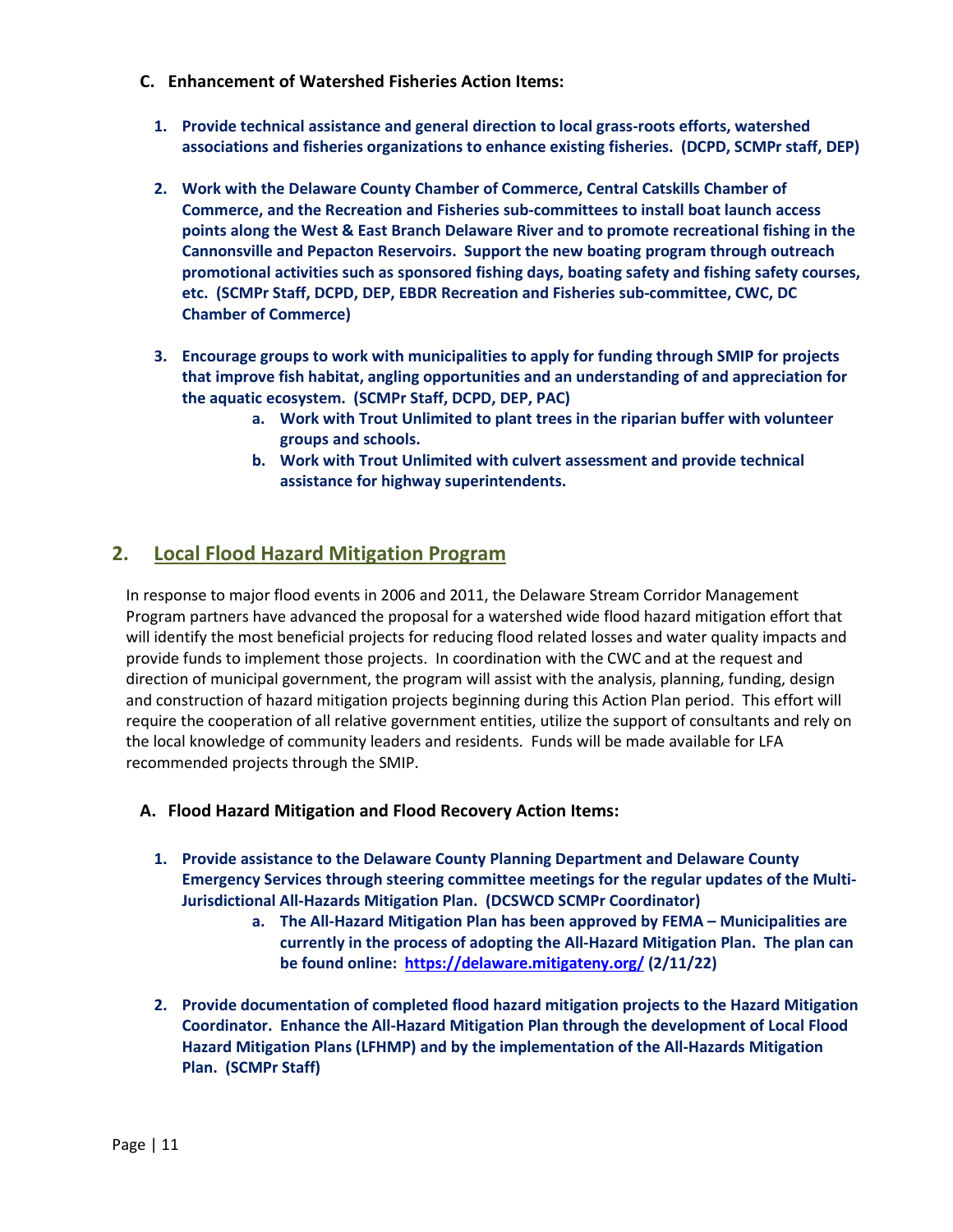### C. Enhancement of Watershed Fisheries Action Items:

1. **Provide technical assistance and general direction to local grass-roots efforts, watershed associations and fisheries organizations to enhance existing fisheries. (DCPD, SCMPr staff, DEP)**

2. **Work with the Delaware County Chamber of Commerce, Central Catskills Chamber of Commerce, and the Recreation and Fisheries sub-committees to install boat launch access points along the West & East Branch Delaware River and to promote recreational fishing in the Cannonsville and Pepacton Reservoirs. Support the new boating program through outreach promotional activities such as sponsored fishing days, boating safety and fishing safety courses, etc. (SCMPr Staff, DCPD, DEP, EBDR Recreation and Fisheries sub-committee, CWC, DC Chamber of Commerce)**

3. **Encourage groups to work with municipalities to apply for funding through SMIP for projects that improve fish habitat, angling opportunities and an understanding of and appreciation for the aquatic ecosystem. (SCMPr Staff, DCPD, DEP, PAC)**
   a. **Work with Trout Unlimited to plant trees in the riparian buffer with volunteer groups and schools.**
   b. **Work with Trout Unlimited with culvert assessment and provide technical assistance for highway superintendents.**

## 2. Local Flood Hazard Mitigation Program

In response to major flood events in 2006 and 2011, the Delaware Stream Corridor Management Program partners have advanced the proposal for a watershed wide flood hazard mitigation effort that will identify the most beneficial projects for reducing flood related losses and water quality impacts and provide funds to implement those projects. In coordination with the CWC and at the request and direction of municipal government, the program will assist with the analysis, planning, funding, design and construction of hazard mitigation projects beginning during this Action Plan period. This effort will require the cooperation of all relative government entities, utilize the support of consultants and rely on the local knowledge of community leaders and residents. Funds will be made available for LFA recommended projects through the SMIP.

### A. Flood Hazard Mitigation and Flood Recovery Action Items:

1. **Provide assistance to the Delaware County Planning Department and Delaware County Emergency Services through steering committee meetings for the regular updates of the Multi-Jurisdictional All-Hazards Mitigation Plan. (DCSWCD SCMPr Coordinator)**
   a. **The All-Hazard Mitigation Plan has been approved by FEMA – Municipalities are currently in the process of adopting the All-Hazard Mitigation Plan. The plan can be found online: [https://delaware.mitigateny.org/](https://delaware.mitigateny.org/) (2/11/22)**

2. **Provide documentation of completed flood hazard mitigation projects to the Hazard Mitigation Coordinator. Enhance the All-Hazard Mitigation Plan through the development of Local Flood Hazard Mitigation Plans (LFHMP) and by the implementation of the All-Hazards Mitigation Plan. (SCMPr Staff)**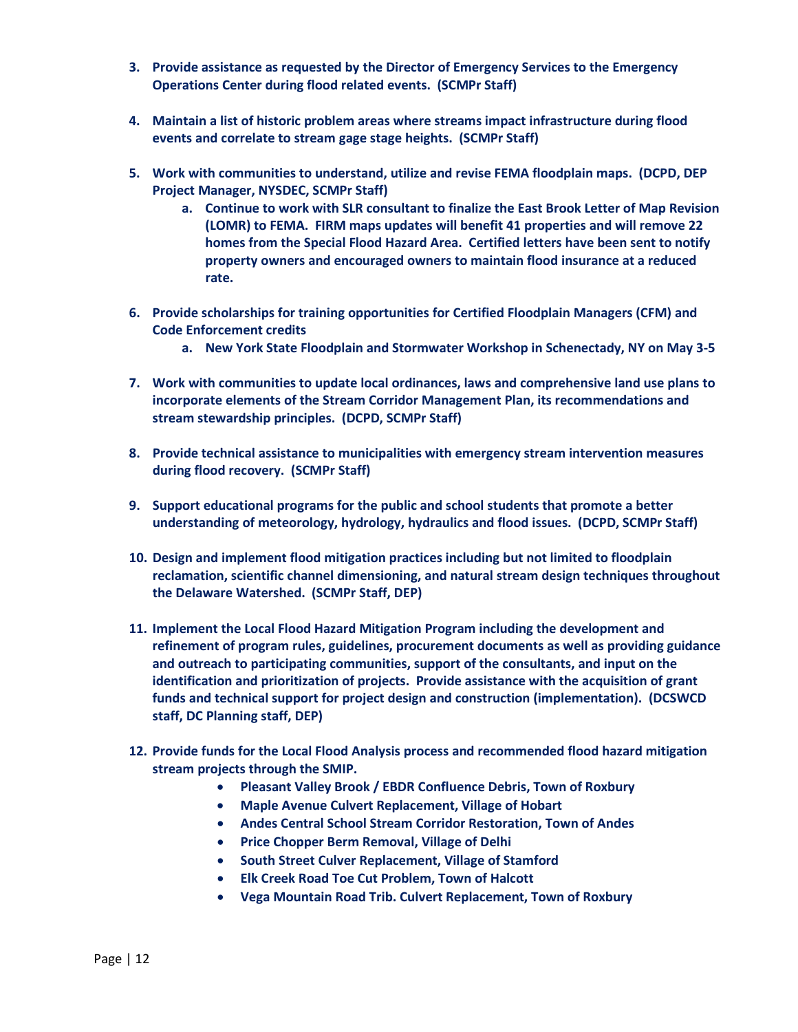3. **Provide assistance as requested by the Director of Emergency Services to the Emergency Operations Center during flood related events. (SCMPr Staff)**

4. **Maintain a list of historic problem areas where streams impact infrastructure during flood events and correlate to stream gage stage heights. (SCMPr Staff)**

5. **Work with communities to understand, utilize and revise FEMA floodplain maps. (DCPD, DEP Project Manager, NYSDEC, SCMPr Staff)**
   a. **Continue to work with SLR consultant to finalize the East Brook Letter of Map Revision (LOMR) to FEMA. FIRM maps updates will benefit 41 properties and will remove 22 homes from the Special Flood Hazard Area. Certified letters have been sent to notify property owners and encouraged owners to maintain flood insurance at a reduced rate.**

6. **Provide scholarships for training opportunities for Certified Floodplain Managers (CFM) and Code Enforcement credits**
   a. **New York State Floodplain and Stormwater Workshop in Schenectady, NY on May 3-5**

7. **Work with communities to update local ordinances, laws and comprehensive land use plans to incorporate elements of the Stream Corridor Management Plan, its recommendations and stream stewardship principles. (DCPD, SCMPr Staff)**

8. **Provide technical assistance to municipalities with emergency stream intervention measures during flood recovery. (SCMPr Staff)**

9. **Support educational programs for the public and school students that promote a better understanding of meteorology, hydrology, hydraulics and flood issues. (DCPD, SCMPr Staff)**

10. **Design and implement flood mitigation practices including but not limited to floodplain reclamation, scientific channel dimensioning, and natural stream design techniques throughout the Delaware Watershed. (SCMPr Staff, DEP)**

11. **Implement the Local Flood Hazard Mitigation Program including the development and refinement of program rules, guidelines, procurement documents as well as providing guidance and outreach to participating communities, support of the consultants, and input on the identification and prioritization of projects. Provide assistance with the acquisition of grant funds and technical support for project design and construction (implementation). (DCSWCD staff, DC Planning staff, DEP)**

12. **Provide funds for the Local Flood Analysis process and recommended flood hazard mitigation stream projects through the SMIP.**
    - **Pleasant Valley Brook / EBDR Confluence Debris, Town of Roxbury**
    - **Maple Avenue Culvert Replacement, Village of Hobart**
    - **Andes Central School Stream Corridor Restoration, Town of Andes**
    - **Price Chopper Berm Removal, Village of Delhi**
    - **South Street Culver Replacement, Village of Stamford**
    - **Elk Creek Road Toe Cut Problem, Town of Halcott**
    - **Vega Mountain Road Trib. Culvert Replacement, Town of Roxbury**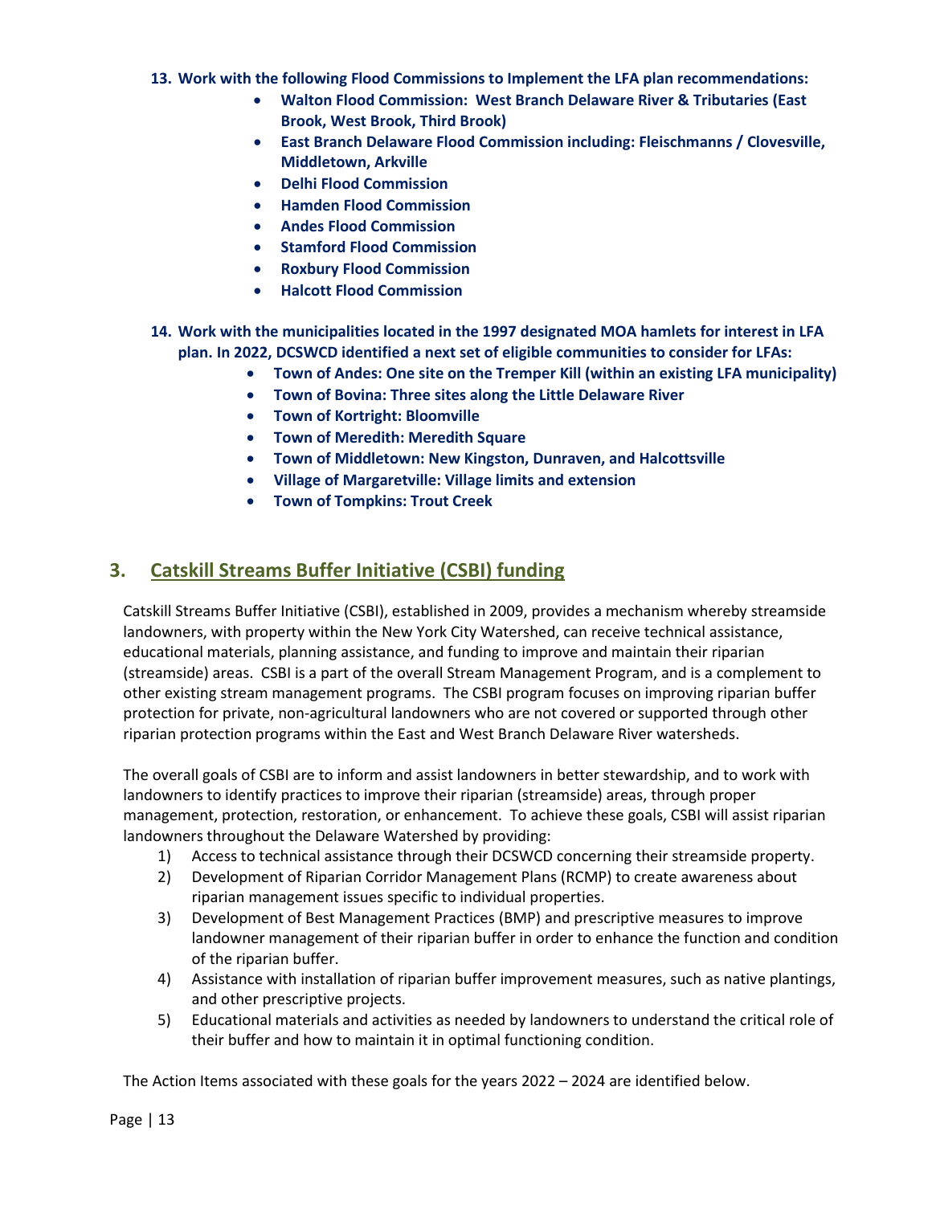13. **Work with the following Flood Commissions to Implement the LFA plan recommendations:**
    - **Walton Flood Commission: West Branch Delaware River & Tributaries (East Brook, West Brook, Third Brook)**
    - **East Branch Delaware Flood Commission including: Fleischmanns / Clovesville, Middletown, Arkville**
    - **Delhi Flood Commission**
    - **Hamden Flood Commission**
    - **Andes Flood Commission**
    - **Stamford Flood Commission**
    - **Roxbury Flood Commission**
    - **Halcott Flood Commission**

14. **Work with the municipalities located in the 1997 designated MOA hamlets for interest in LFA plan. In 2022, DCSWCD identified a next set of eligible communities to consider for LFAs:**
    - **Town of Andes: One site on the Tremper Kill (within an existing LFA municipality)**
    - **Town of Bovina: Three sites along the Little Delaware River**
    - **Town of Kortright: Bloomville**
    - **Town of Meredith: Meredith Square**
    - **Town of Middletown: New Kingston, Dunraven, and Halcottsville**
    - **Village of Margaretville: Village limits and extension**
    - **Town of Tompkins: Trout Creek**

## 3. Catskill Streams Buffer Initiative (CSBI) funding

Catskill Streams Buffer Initiative (CSBI), established in 2009, provides a mechanism whereby streamside landowners, with property within the New York City Watershed, can receive technical assistance, educational materials, planning assistance, and funding to improve and maintain their riparian (streamside) areas. CSBI is a part of the overall Stream Management Program, and is a complement to other existing stream management programs. The CSBI program focuses on improving riparian buffer protection for private, non-agricultural landowners who are not covered or supported through other riparian protection programs within the East and West Branch Delaware River watersheds.

The overall goals of CSBI are to inform and assist landowners in better stewardship, and to work with landowners to identify practices to improve their riparian (streamside) areas, through proper management, protection, restoration, or enhancement. To achieve these goals, CSBI will assist riparian landowners throughout the Delaware Watershed by providing:

1) Access to technical assistance through their DCSWCD concerning their streamside property.
2) Development of Riparian Corridor Management Plans (RCMP) to create awareness about riparian management issues specific to individual properties.
3) Development of Best Management Practices (BMP) and prescriptive measures to improve landowner management of their riparian buffer in order to enhance the function and condition of the riparian buffer.
4) Assistance with installation of riparian buffer improvement measures, such as native plantings, and other prescriptive projects.
5) Educational materials and activities as needed by landowners to understand the critical role of their buffer and how to maintain it in optimal functioning condition.

The Action Items associated with these goals for the years 2022 – 2024 are identified below.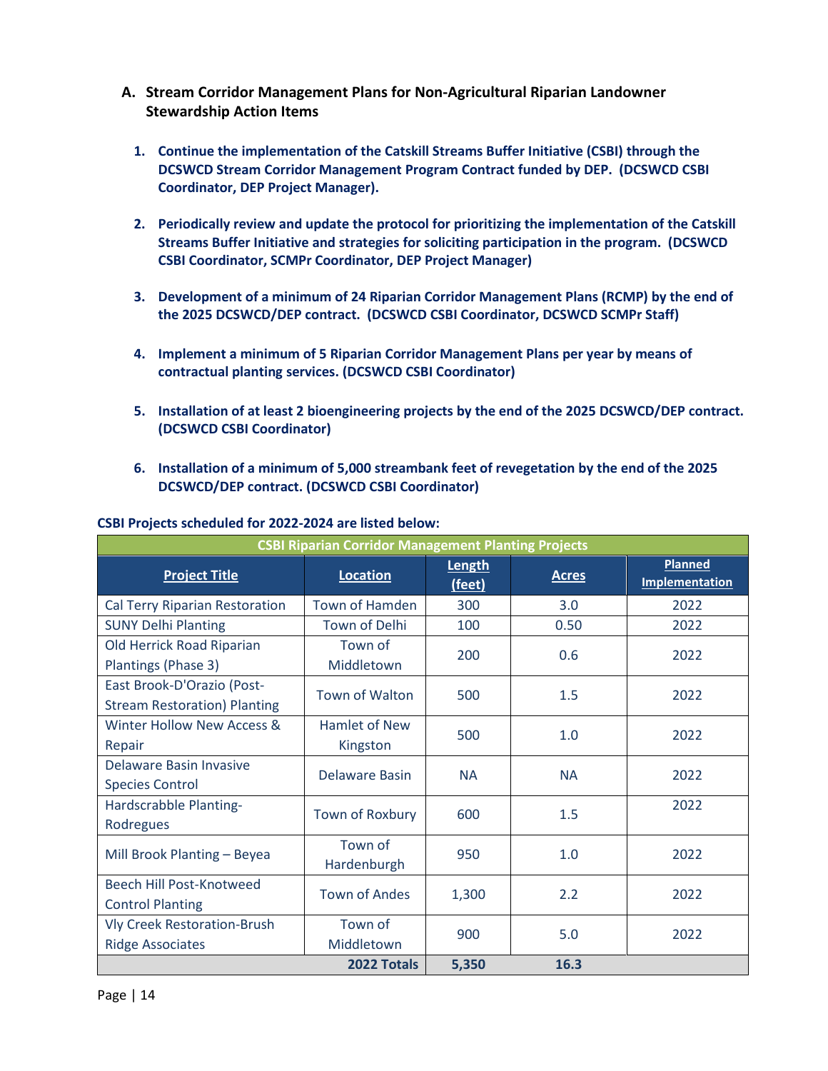## A. Stream Corridor Management Plans for Non-Agricultural Riparian Landowner Stewardship Action Items

1. **Continue the implementation of the Catskill Streams Buffer Initiative (CSBI) through the DCSWCD Stream Corridor Management Program Contract funded by DEP. (DCSWCD CSBI Coordinator, DEP Project Manager).**

2. **Periodically review and update the protocol for prioritizing the implementation of the Catskill Streams Buffer Initiative and strategies for soliciting participation in the program. (DCSWCD CSBI Coordinator, SCMPr Coordinator, DEP Project Manager)**

3. **Development of a minimum of 24 Riparian Corridor Management Plans (RCMP) by the end of the 2025 DCSWCD/DEP contract. (DCSWCD CSBI Coordinator, DCSWCD SCMPr Staff)**

4. **Implement a minimum of 5 Riparian Corridor Management Plans per year by means of contractual planting services. (DCSWCD CSBI Coordinator)**

5. **Installation of at least 2 bioengineering projects by the end of the 2025 DCSWCD/DEP contract. (DCSWCD CSBI Coordinator)**

6. **Installation of a minimum of 5,000 streambank feet of revegetation by the end of the 2025 DCSWCD/DEP contract. (DCSWCD CSBI Coordinator)**

**CSBI Projects scheduled for 2022-2024 are listed below:**

| CSBI Riparian Corridor Management Planting Projects | | | | |
|---|---|---|---|---|
| **Project Title** | **Location** | **Length (feet)** | **Acres** | **Planned Implementation** |
| Cal Terry Riparian Restoration | Town of Hamden | 300 | 3.0 | 2022 |
| SUNY Delhi Planting | Town of Delhi | 100 | 0.50 | 2022 |
| Old Herrick Road Riparian Plantings (Phase 3) | Town of Middletown | 200 | 0.6 | 2022 |
| East Brook-D'Orazio (Post-Stream Restoration) Planting | Town of Walton | 500 | 1.5 | 2022 |
| Winter Hollow New Access & Repair | Hamlet of New Kingston | 500 | 1.0 | 2022 |
| Delaware Basin Invasive Species Control | Delaware Basin | NA | NA | 2022 |
| Hardscrabble Planting-Rodregues | Town of Roxbury | 600 | 1.5 | 2022 |
| Mill Brook Planting – Beyea | Town of Hardenburgh | 950 | 1.0 | 2022 |
| Beech Hill Post-Knotweed Control Planting | Town of Andes | 1,300 | 2.2 | 2022 |
| Vly Creek Restoration-Brush Ridge Associates | Town of Middletown | 900 | 5.0 | 2022 |
| | **2022 Totals** | **5,350** | **16.3** | |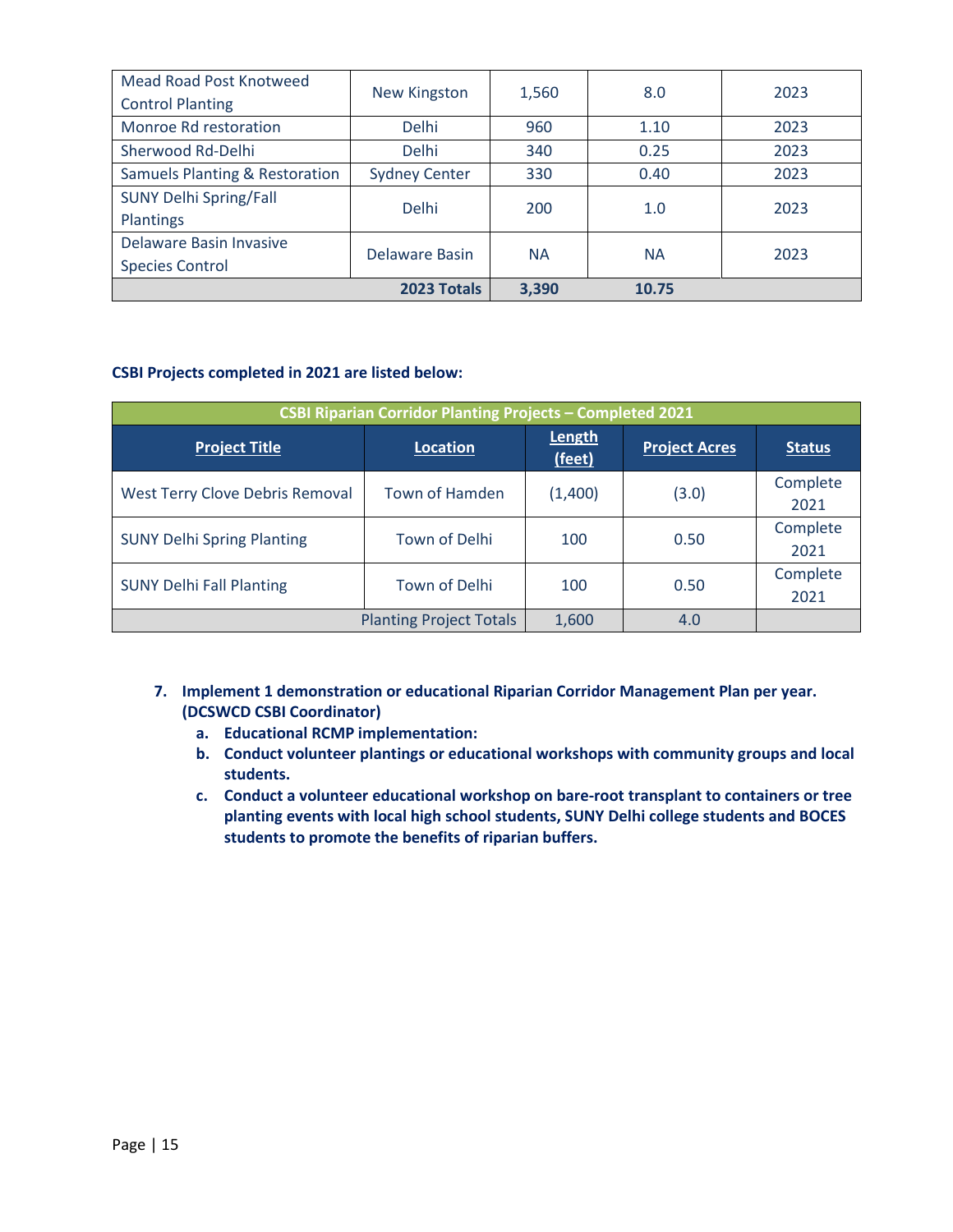| | | | | |
|---|---|---|---|---|
| Mead Road Post Knotweed Control Planting | New Kingston | 1,560 | 8.0 | 2023 |
| Monroe Rd restoration | Delhi | 960 | 1.10 | 2023 |
| Sherwood Rd-Delhi | Delhi | 340 | 0.25 | 2023 |
| Samuels Planting & Restoration | Sydney Center | 330 | 0.40 | 2023 |
| SUNY Delhi Spring/Fall Plantings | Delhi | 200 | 1.0 | 2023 |
| Delaware Basin Invasive Species Control | Delaware Basin | NA | NA | 2023 |
| | **2023 Totals** | **3,390** | **10.75** | |

**CSBI Projects completed in 2021 are listed below:**

| CSBI Riparian Corridor Planting Projects – Completed 2021 | | | | |
|---|---|---|---|---|
| **Project Title** | **Location** | **Length (feet)** | **Project Acres** | **Status** |
| West Terry Clove Debris Removal | Town of Hamden | (1,400) | (3.0) | Complete 2021 |
| SUNY Delhi Spring Planting | Town of Delhi | 100 | 0.50 | Complete 2021 |
| SUNY Delhi Fall Planting | Town of Delhi | 100 | 0.50 | Complete 2021 |
| | Planting Project Totals | 1,600 | 4.0 | |

7. **Implement 1 demonstration or educational Riparian Corridor Management Plan per year. (DCSWCD CSBI Coordinator)**
   a. **Educational RCMP implementation:**
   b. **Conduct volunteer plantings or educational workshops with community groups and local students.**
   c. **Conduct a volunteer educational workshop on bare-root transplant to containers or tree planting events with local high school students, SUNY Delhi college students and BOCES students to promote the benefits of riparian buffers.**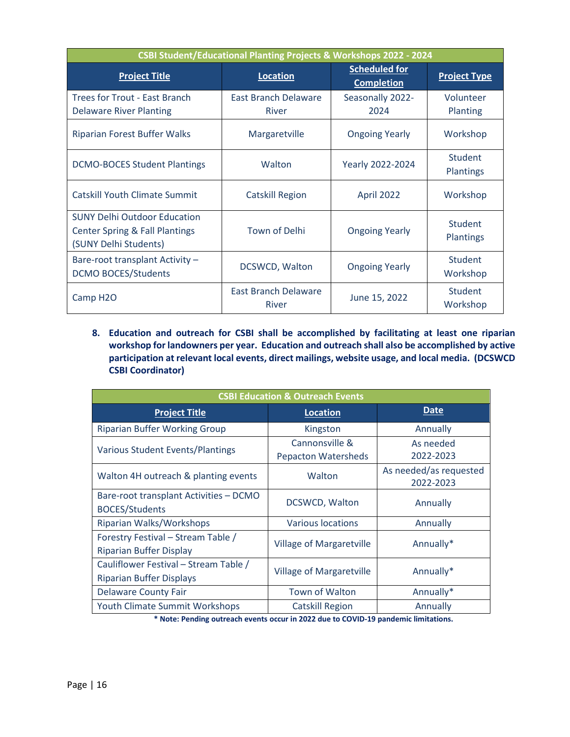| CSBI Student/Educational Planting Projects & Workshops 2022 - 2024 | | | |
|---|---|---|---|
| **Project Title** | **Location** | **Scheduled for Completion** | **Project Type** |
| Trees for Trout - East Branch Delaware River Planting | East Branch Delaware River | Seasonally 2022-2024 | Volunteer Planting |
| Riparian Forest Buffer Walks | Margaretville | Ongoing Yearly | Workshop |
| DCMO-BOCES Student Plantings | Walton | Yearly 2022-2024 | Student Plantings |
| Catskill Youth Climate Summit | Catskill Region | April 2022 | Workshop |
| SUNY Delhi Outdoor Education Center Spring & Fall Plantings (SUNY Delhi Students) | Town of Delhi | Ongoing Yearly | Student Plantings |
| Bare-root transplant Activity – DCMO BOCES/Students | DCSWCD, Walton | Ongoing Yearly | Student Workshop |
| Camp H2O | East Branch Delaware River | June 15, 2022 | Student Workshop |

8. **Education and outreach for CSBI shall be accomplished by facilitating at least one riparian workshop for landowners per year. Education and outreach shall also be accomplished by active participation at relevant local events, direct mailings, website usage, and local media. (DCSWCD CSBI Coordinator)**

| CSBI Education & Outreach Events | | |
|---|---|---|
| **Project Title** | **Location** | **Date** |
| Riparian Buffer Working Group | Kingston | Annually |
| Various Student Events/Plantings | Cannonsville & Pepacton Watersheds | As needed 2022-2023 |
| Walton 4H outreach & planting events | Walton | As needed/as requested 2022-2023 |
| Bare-root transplant Activities – DCMO BOCES/Students | DCSWCD, Walton | Annually |
| Riparian Walks/Workshops | Various locations | Annually |
| Forestry Festival – Stream Table / Riparian Buffer Display | Village of Margaretville | Annually* |
| Cauliflower Festival – Stream Table / Riparian Buffer Displays | Village of Margaretville | Annually* |
| Delaware County Fair | Town of Walton | Annually* |
| Youth Climate Summit Workshops | Catskill Region | Annually |

**\* Note: Pending outreach events occur in 2022 due to COVID-19 pandemic limitations.**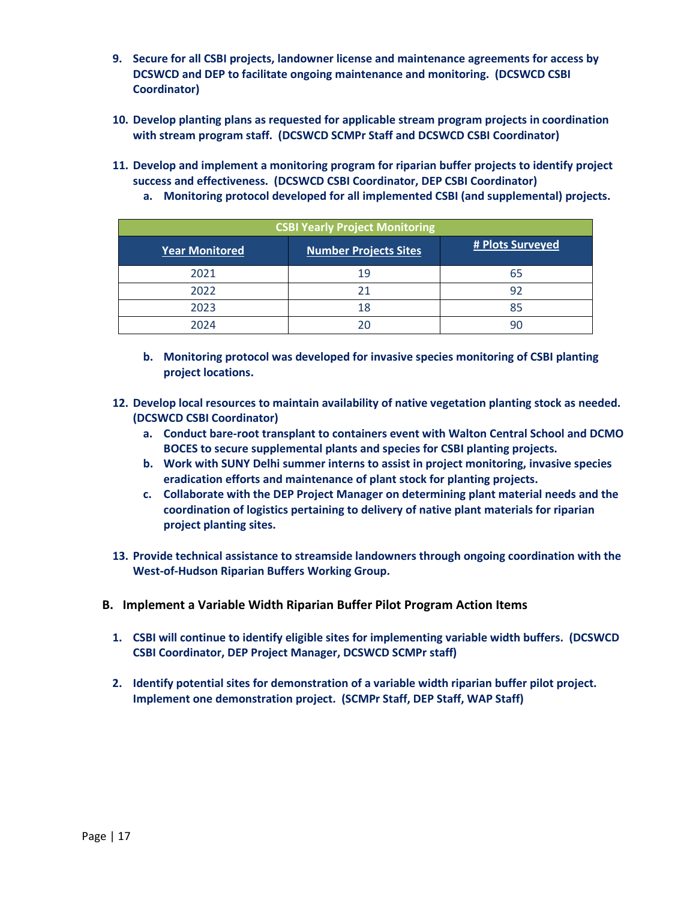9. **Secure for all CSBI projects, landowner license and maintenance agreements for access by DCSWCD and DEP to facilitate ongoing maintenance and monitoring. (DCSWCD CSBI Coordinator)**

10. **Develop planting plans as requested for applicable stream program projects in coordination with stream program staff. (DCSWCD SCMPr Staff and DCSWCD CSBI Coordinator)**

11. **Develop and implement a monitoring program for riparian buffer projects to identify project success and effectiveness. (DCSWCD CSBI Coordinator, DEP CSBI Coordinator)**
    a. **Monitoring protocol developed for all implemented CSBI (and supplemental) projects.**

| CSBI Yearly Project Monitoring | | |
|---|---|---|
| Year Monitored | Number Projects Sites | # Plots Surveyed |
| 2021 | 19 | 65 |
| 2022 | 21 | 92 |
| 2023 | 18 | 85 |
| 2024 | 20 | 90 |

   b. **Monitoring protocol was developed for invasive species monitoring of CSBI planting project locations.**

12. **Develop local resources to maintain availability of native vegetation planting stock as needed. (DCSWCD CSBI Coordinator)**
    a. **Conduct bare-root transplant to containers event with Walton Central School and DCMO BOCES to secure supplemental plants and species for CSBI planting projects.**
    b. **Work with SUNY Delhi summer interns to assist in project monitoring, invasive species eradication efforts and maintenance of plant stock for planting projects.**
    c. **Collaborate with the DEP Project Manager on determining plant material needs and the coordination of logistics pertaining to delivery of native plant materials for riparian project planting sites.**

13. **Provide technical assistance to streamside landowners through ongoing coordination with the West-of-Hudson Riparian Buffers Working Group.**

### B. Implement a Variable Width Riparian Buffer Pilot Program Action Items

1. **CSBI will continue to identify eligible sites for implementing variable width buffers. (DCSWCD CSBI Coordinator, DEP Project Manager, DCSWCD SCMPr staff)**

2. **Identify potential sites for demonstration of a variable width riparian buffer pilot project. Implement one demonstration project. (SCMPr Staff, DEP Staff, WAP Staff)**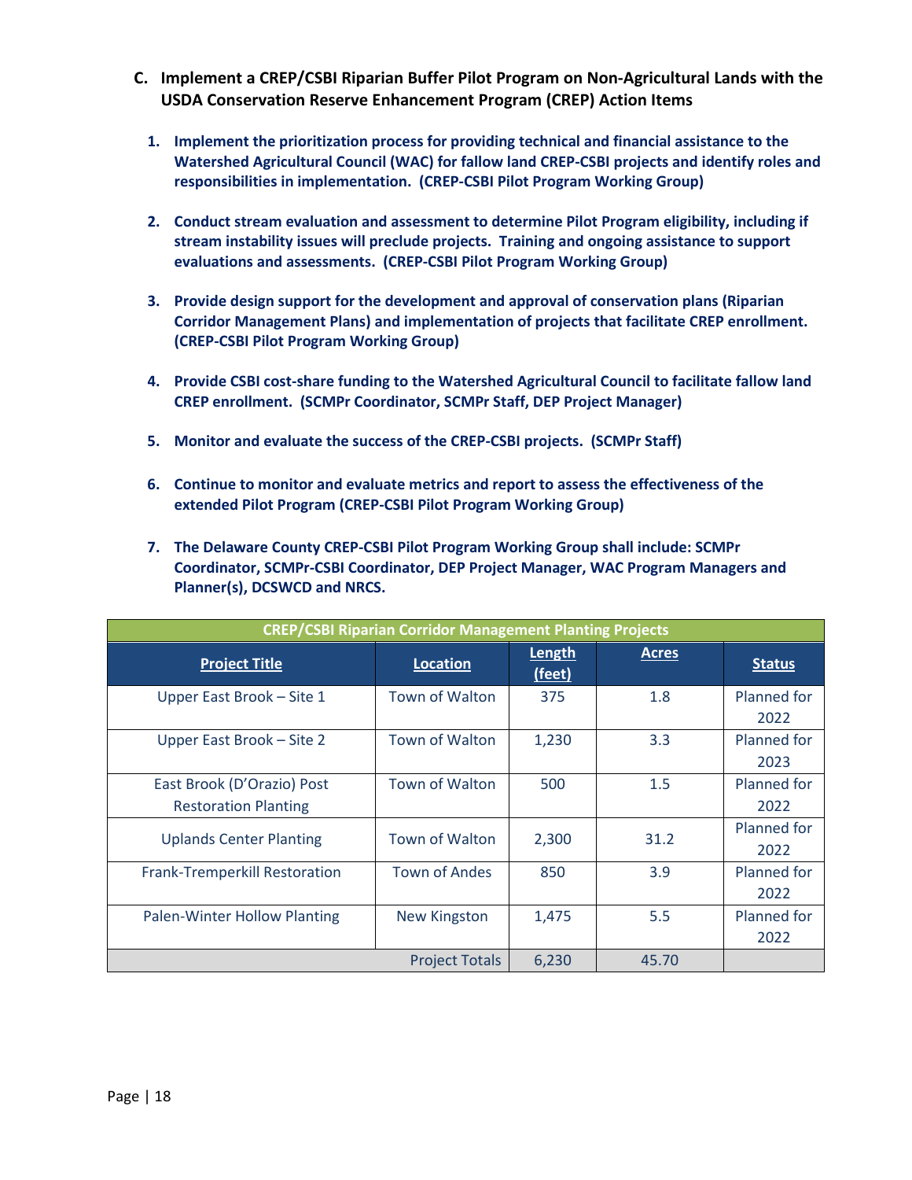### C. Implement a CREP/CSBI Riparian Buffer Pilot Program on Non-Agricultural Lands with the USDA Conservation Reserve Enhancement Program (CREP) Action Items

1. **Implement the prioritization process for providing technical and financial assistance to the Watershed Agricultural Council (WAC) for fallow land CREP-CSBI projects and identify roles and responsibilities in implementation. (CREP-CSBI Pilot Program Working Group)**

2. **Conduct stream evaluation and assessment to determine Pilot Program eligibility, including if stream instability issues will preclude projects. Training and ongoing assistance to support evaluations and assessments. (CREP-CSBI Pilot Program Working Group)**

3. **Provide design support for the development and approval of conservation plans (Riparian Corridor Management Plans) and implementation of projects that facilitate CREP enrollment. (CREP-CSBI Pilot Program Working Group)**

4. **Provide CSBI cost-share funding to the Watershed Agricultural Council to facilitate fallow land CREP enrollment. (SCMPr Coordinator, SCMPr Staff, DEP Project Manager)**

5. **Monitor and evaluate the success of the CREP-CSBI projects. (SCMPr Staff)**

6. **Continue to monitor and evaluate metrics and report to assess the effectiveness of the extended Pilot Program (CREP-CSBI Pilot Program Working Group)**

7. **The Delaware County CREP-CSBI Pilot Program Working Group shall include: SCMPr Coordinator, SCMPr-CSBI Coordinator, DEP Project Manager, WAC Program Managers and Planner(s), DCSWCD and NRCS.**

| CREP/CSBI Riparian Corridor Management Planting Projects | | | | |
|---|---|---|---|---|
| **Project Title** | **Location** | **Length (feet)** | **Acres** | **Status** |
| Upper East Brook – Site 1 | Town of Walton | 375 | 1.8 | Planned for 2022 |
| Upper East Brook – Site 2 | Town of Walton | 1,230 | 3.3 | Planned for 2023 |
| East Brook (D'Orazio) Post Restoration Planting | Town of Walton | 500 | 1.5 | Planned for 2022 |
| Uplands Center Planting | Town of Walton | 2,300 | 31.2 | Planned for 2022 |
| Frank-Tremperkill Restoration | Town of Andes | 850 | 3.9 | Planned for 2022 |
| Palen-Winter Hollow Planting | New Kingston | 1,475 | 5.5 | Planned for 2022 |
| | Project Totals | 6,230 | 45.70 | |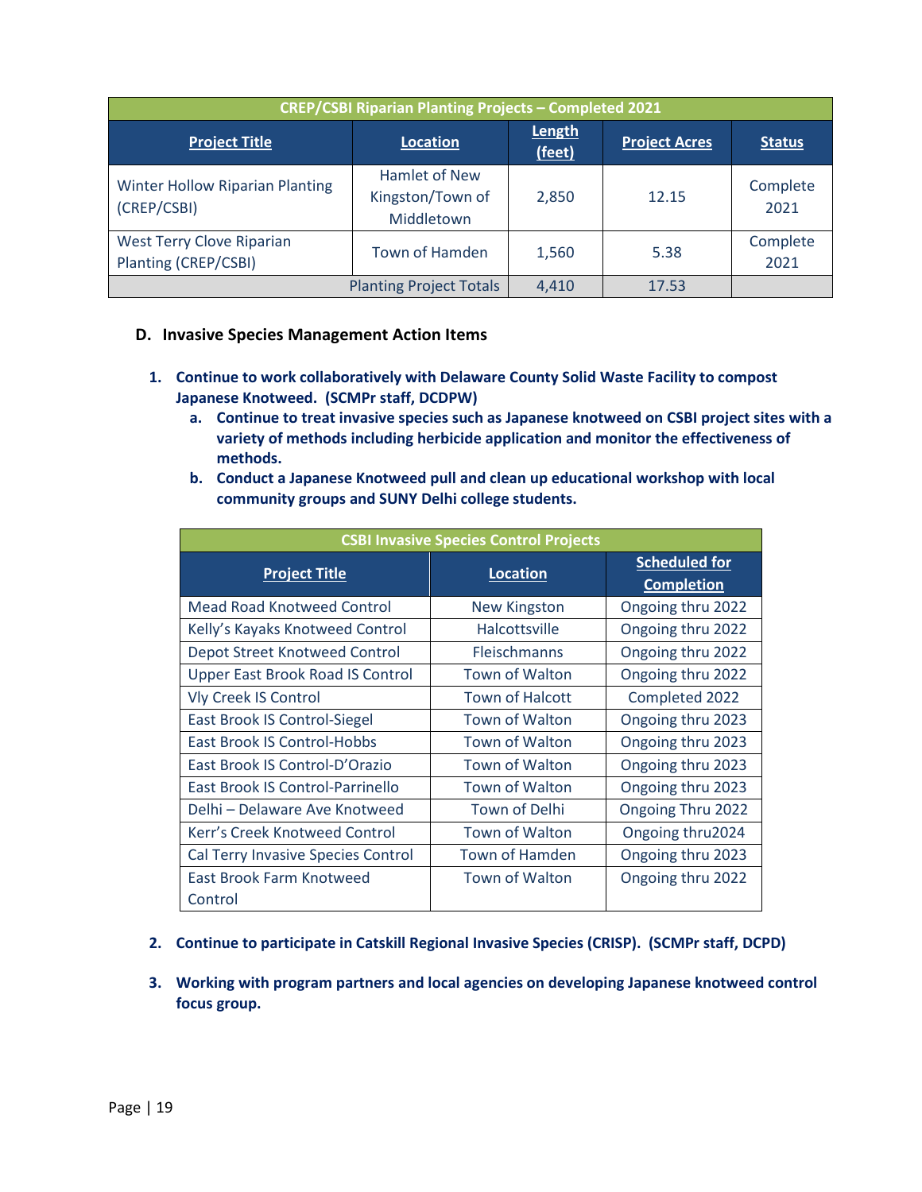| CREP/CSBI Riparian Planting Projects – Completed 2021 | | | | |
|---|---|---|---|---|
| **Project Title** | **Location** | **Length (feet)** | **Project Acres** | **Status** |
| Winter Hollow Riparian Planting (CREP/CSBI) | Hamlet of New Kingston/Town of Middletown | 2,850 | 12.15 | Complete 2021 |
| West Terry Clove Riparian Planting (CREP/CSBI) | Town of Hamden | 1,560 | 5.38 | Complete 2021 |
| | Planting Project Totals | 4,410 | 17.53 | |

### D. Invasive Species Management Action Items

1. **Continue to work collaboratively with Delaware County Solid Waste Facility to compost Japanese Knotweed. (SCMPr staff, DCDPW)**
   a. **Continue to treat invasive species such as Japanese knotweed on CSBI project sites with a variety of methods including herbicide application and monitor the effectiveness of methods.**
   b. **Conduct a Japanese Knotweed pull and clean up educational workshop with local community groups and SUNY Delhi college students.**

| CSBI Invasive Species Control Projects | | |
|---|---|---|
| **Project Title** | **Location** | **Scheduled for Completion** |
| Mead Road Knotweed Control | New Kingston | Ongoing thru 2022 |
| Kelly's Kayaks Knotweed Control | Halcottsville | Ongoing thru 2022 |
| Depot Street Knotweed Control | Fleischmanns | Ongoing thru 2022 |
| Upper East Brook Road IS Control | Town of Walton | Ongoing thru 2022 |
| Vly Creek IS Control | Town of Halcott | Completed 2022 |
| East Brook IS Control-Siegel | Town of Walton | Ongoing thru 2023 |
| East Brook IS Control-Hobbs | Town of Walton | Ongoing thru 2023 |
| East Brook IS Control-D'Orazio | Town of Walton | Ongoing thru 2023 |
| East Brook IS Control-Parrinello | Town of Walton | Ongoing thru 2023 |
| Delhi – Delaware Ave Knotweed | Town of Delhi | Ongoing Thru 2022 |
| Kerr's Creek Knotweed Control | Town of Walton | Ongoing thru2024 |
| Cal Terry Invasive Species Control | Town of Hamden | Ongoing thru 2023 |
| East Brook Farm Knotweed Control | Town of Walton | Ongoing thru 2022 |

2. **Continue to participate in Catskill Regional Invasive Species (CRISP). (SCMPr staff, DCPD)**

3. **Working with program partners and local agencies on developing Japanese knotweed control focus group.**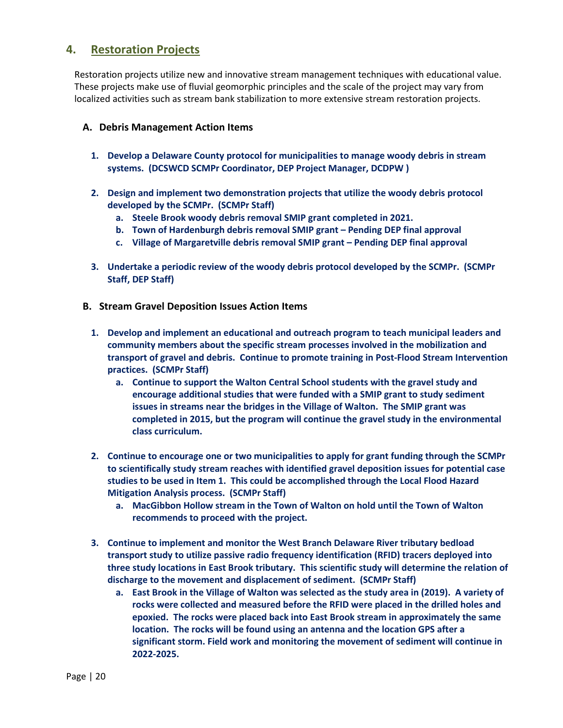## 4. Restoration Projects

Restoration projects utilize new and innovative stream management techniques with educational value. These projects make use of fluvial geomorphic principles and the scale of the project may vary from localized activities such as stream bank stabilization to more extensive stream restoration projects.

### A. Debris Management Action Items

1. **Develop a Delaware County protocol for municipalities to manage woody debris in stream systems. (DCSWCD SCMPr Coordinator, DEP Project Manager, DCDPW )**

2. **Design and implement two demonstration projects that utilize the woody debris protocol developed by the SCMPr. (SCMPr Staff)**
   a. **Steele Brook woody debris removal SMIP grant completed in 2021.**
   b. **Town of Hardenburgh debris removal SMIP grant – Pending DEP final approval**
   c. **Village of Margaretville debris removal SMIP grant – Pending DEP final approval**

3. **Undertake a periodic review of the woody debris protocol developed by the SCMPr. (SCMPr Staff, DEP Staff)**

### B. Stream Gravel Deposition Issues Action Items

1. **Develop and implement an educational and outreach program to teach municipal leaders and community members about the specific stream processes involved in the mobilization and transport of gravel and debris. Continue to promote training in Post-Flood Stream Intervention practices. (SCMPr Staff)**
   a. **Continue to support the Walton Central School students with the gravel study and encourage additional studies that were funded with a SMIP grant to study sediment issues in streams near the bridges in the Village of Walton. The SMIP grant was completed in 2015, but the program will continue the gravel study in the environmental class curriculum.**

2. **Continue to encourage one or two municipalities to apply for grant funding through the SCMPr to scientifically study stream reaches with identified gravel deposition issues for potential case studies to be used in Item 1. This could be accomplished through the Local Flood Hazard Mitigation Analysis process. (SCMPr Staff)**
   a. **MacGibbon Hollow stream in the Town of Walton on hold until the Town of Walton recommends to proceed with the project.**

3. **Continue to implement and monitor the West Branch Delaware River tributary bedload transport study to utilize passive radio frequency identification (RFID) tracers deployed into three study locations in East Brook tributary. This scientific study will determine the relation of discharge to the movement and displacement of sediment. (SCMPr Staff)**
   a. **East Brook in the Village of Walton was selected as the study area in (2019). A variety of rocks were collected and measured before the RFID were placed in the drilled holes and epoxied. The rocks were placed back into East Brook stream in approximately the same location. The rocks will be found using an antenna and the location GPS after a significant storm. Field work and monitoring the movement of sediment will continue in 2022-2025.**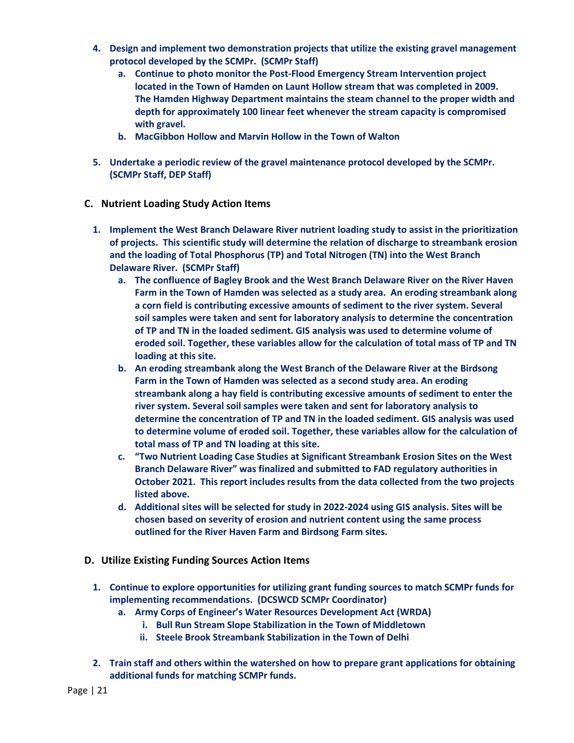4. **Design and implement two demonstration projects that utilize the existing gravel management protocol developed by the SCMPr. (SCMPr Staff)**
   a. **Continue to photo monitor the Post-Flood Emergency Stream Intervention project located in the Town of Hamden on Launt Hollow stream that was completed in 2009. The Hamden Highway Department maintains the steam channel to the proper width and depth for approximately 100 linear feet whenever the stream capacity is compromised with gravel.**
   b. **MacGibbon Hollow and Marvin Hollow in the Town of Walton**

5. **Undertake a periodic review of the gravel maintenance protocol developed by the SCMPr. (SCMPr Staff, DEP Staff)**

## C. Nutrient Loading Study Action Items

1. **Implement the West Branch Delaware River nutrient loading study to assist in the prioritization of projects. This scientific study will determine the relation of discharge to streambank erosion and the loading of Total Phosphorus (TP) and Total Nitrogen (TN) into the West Branch Delaware River. (SCMPr Staff)**
   a. **The confluence of Bagley Brook and the West Branch Delaware River on the River Haven Farm in the Town of Hamden was selected as a study area. An eroding streambank along a corn field is contributing excessive amounts of sediment to the river system. Several soil samples were taken and sent for laboratory analysis to determine the concentration of TP and TN in the loaded sediment. GIS analysis was used to determine volume of eroded soil. Together, these variables allow for the calculation of total mass of TP and TN loading at this site.**
   b. **An eroding streambank along the West Branch of the Delaware River at the Birdsong Farm in the Town of Hamden was selected as a second study area. An eroding streambank along a hay field is contributing excessive amounts of sediment to enter the river system. Several soil samples were taken and sent for laboratory analysis to determine the concentration of TP and TN in the loaded sediment. GIS analysis was used to determine volume of eroded soil. Together, these variables allow for the calculation of total mass of TP and TN loading at this site.**
   c. **"Two Nutrient Loading Case Studies at Significant Streambank Erosion Sites on the West Branch Delaware River" was finalized and submitted to FAD regulatory authorities in October 2021. This report includes results from the data collected from the two projects listed above.**
   d. **Additional sites will be selected for study in 2022-2024 using GIS analysis. Sites will be chosen based on severity of erosion and nutrient content using the same process outlined for the River Haven Farm and Birdsong Farm sites.**

## D. Utilize Existing Funding Sources Action Items

1. **Continue to explore opportunities for utilizing grant funding sources to match SCMPr funds for implementing recommendations. (DCSWCD SCMPr Coordinator)**
   a. **Army Corps of Engineer's Water Resources Development Act (WRDA)**
      i. **Bull Run Stream Slope Stabilization in the Town of Middletown**
      ii. **Steele Brook Streambank Stabilization in the Town of Delhi**

2. **Train staff and others within the watershed on how to prepare grant applications for obtaining additional funds for matching SCMPr funds.**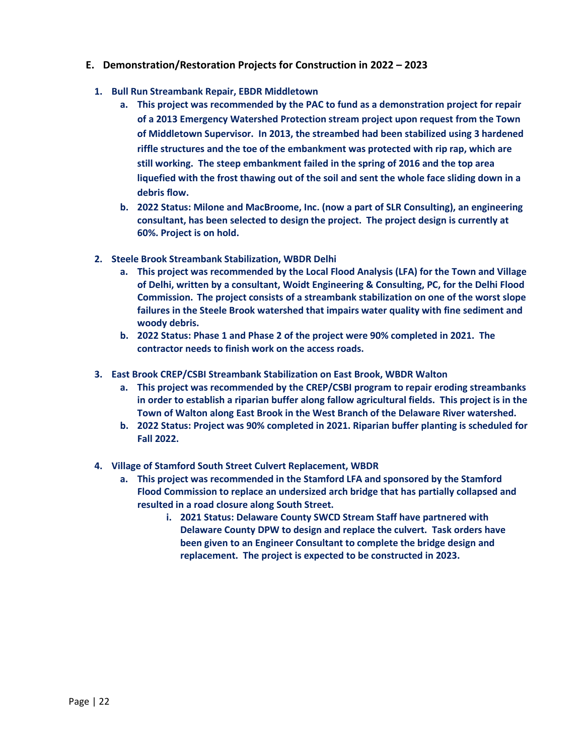## E. Demonstration/Restoration Projects for Construction in 2022 – 2023

1. **Bull Run Streambank Repair, EBDR Middletown**
   a. **This project was recommended by the PAC to fund as a demonstration project for repair of a 2013 Emergency Watershed Protection stream project upon request from the Town of Middletown Supervisor. In 2013, the streambed had been stabilized using 3 hardened riffle structures and the toe of the embankment was protected with rip rap, which are still working. The steep embankment failed in the spring of 2016 and the top area liquefied with the frost thawing out of the soil and sent the whole face sliding down in a debris flow.**
   b. **2022 Status: Milone and MacBroome, Inc. (now a part of SLR Consulting), an engineering consultant, has been selected to design the project. The project design is currently at 60%. Project is on hold.**

2. **Steele Brook Streambank Stabilization, WBDR Delhi**
   a. **This project was recommended by the Local Flood Analysis (LFA) for the Town and Village of Delhi, written by a consultant, Woidt Engineering & Consulting, PC, for the Delhi Flood Commission. The project consists of a streambank stabilization on one of the worst slope failures in the Steele Brook watershed that impairs water quality with fine sediment and woody debris.**
   b. **2022 Status: Phase 1 and Phase 2 of the project were 90% completed in 2021. The contractor needs to finish work on the access roads.**

3. **East Brook CREP/CSBI Streambank Stabilization on East Brook, WBDR Walton**
   a. **This project was recommended by the CREP/CSBI program to repair eroding streambanks in order to establish a riparian buffer along fallow agricultural fields. This project is in the Town of Walton along East Brook in the West Branch of the Delaware River watershed.**
   b. **2022 Status: Project was 90% completed in 2021. Riparian buffer planting is scheduled for Fall 2022.**

4. **Village of Stamford South Street Culvert Replacement, WBDR**
   a. **This project was recommended in the Stamford LFA and sponsored by the Stamford Flood Commission to replace an undersized arch bridge that has partially collapsed and resulted in a road closure along South Street.**
      i. **2021 Status: Delaware County SWCD Stream Staff have partnered with Delaware County DPW to design and replace the culvert. Task orders have been given to an Engineer Consultant to complete the bridge design and replacement. The project is expected to be constructed in 2023.**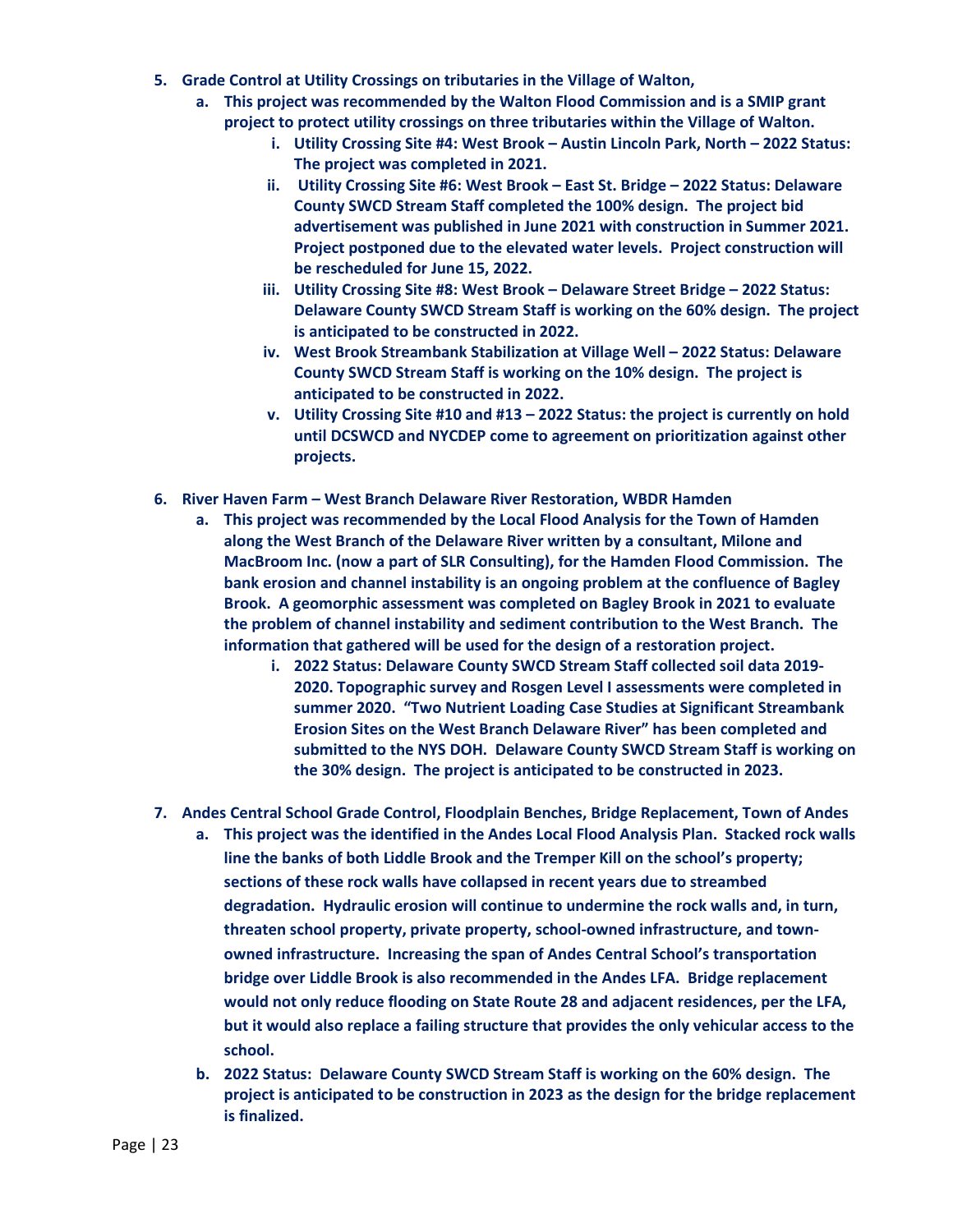5. **Grade Control at Utility Crossings on tributaries in the Village of Walton,**
    a. **This project was recommended by the Walton Flood Commission and is a SMIP grant project to protect utility crossings on three tributaries within the Village of Walton.**
        i. **Utility Crossing Site #4: West Brook – Austin Lincoln Park, North – 2022 Status: The project was completed in 2021.**
        ii. **Utility Crossing Site #6: West Brook – East St. Bridge – 2022 Status: Delaware County SWCD Stream Staff completed the 100% design. The project bid advertisement was published in June 2021 with construction in Summer 2021. Project postponed due to the elevated water levels. Project construction will be rescheduled for June 15, 2022.**
        iii. **Utility Crossing Site #8: West Brook – Delaware Street Bridge – 2022 Status: Delaware County SWCD Stream Staff is working on the 60% design. The project is anticipated to be constructed in 2022.**
        iv. **West Brook Streambank Stabilization at Village Well – 2022 Status: Delaware County SWCD Stream Staff is working on the 10% design. The project is anticipated to be constructed in 2022.**
        v. **Utility Crossing Site #10 and #13 – 2022 Status: the project is currently on hold until DCSWCD and NYCDEP come to agreement on prioritization against other projects.**

6. **River Haven Farm – West Branch Delaware River Restoration, WBDR Hamden**
    a. **This project was recommended by the Local Flood Analysis for the Town of Hamden along the West Branch of the Delaware River written by a consultant, Milone and MacBroom Inc. (now a part of SLR Consulting), for the Hamden Flood Commission. The bank erosion and channel instability is an ongoing problem at the confluence of Bagley Brook. A geomorphic assessment was completed on Bagley Brook in 2021 to evaluate the problem of channel instability and sediment contribution to the West Branch. The information that gathered will be used for the design of a restoration project.**
        i. **2022 Status: Delaware County SWCD Stream Staff collected soil data 2019-2020. Topographic survey and Rosgen Level I assessments were completed in summer 2020. "Two Nutrient Loading Case Studies at Significant Streambank Erosion Sites on the West Branch Delaware River" has been completed and submitted to the NYS DOH. Delaware County SWCD Stream Staff is working on the 30% design. The project is anticipated to be constructed in 2023.**

7. **Andes Central School Grade Control, Floodplain Benches, Bridge Replacement, Town of Andes**
    a. **This project was the identified in the Andes Local Flood Analysis Plan. Stacked rock walls line the banks of both Liddle Brook and the Tremper Kill on the school's property; sections of these rock walls have collapsed in recent years due to streambed degradation. Hydraulic erosion will continue to undermine the rock walls and, in turn, threaten school property, private property, school-owned infrastructure, and town-owned infrastructure. Increasing the span of Andes Central School's transportation bridge over Liddle Brook is also recommended in the Andes LFA. Bridge replacement would not only reduce flooding on State Route 28 and adjacent residences, per the LFA, but it would also replace a failing structure that provides the only vehicular access to the school.**
    b. **2022 Status: Delaware County SWCD Stream Staff is working on the 60% design. The project is anticipated to be construction in 2023 as the design for the bridge replacement is finalized.**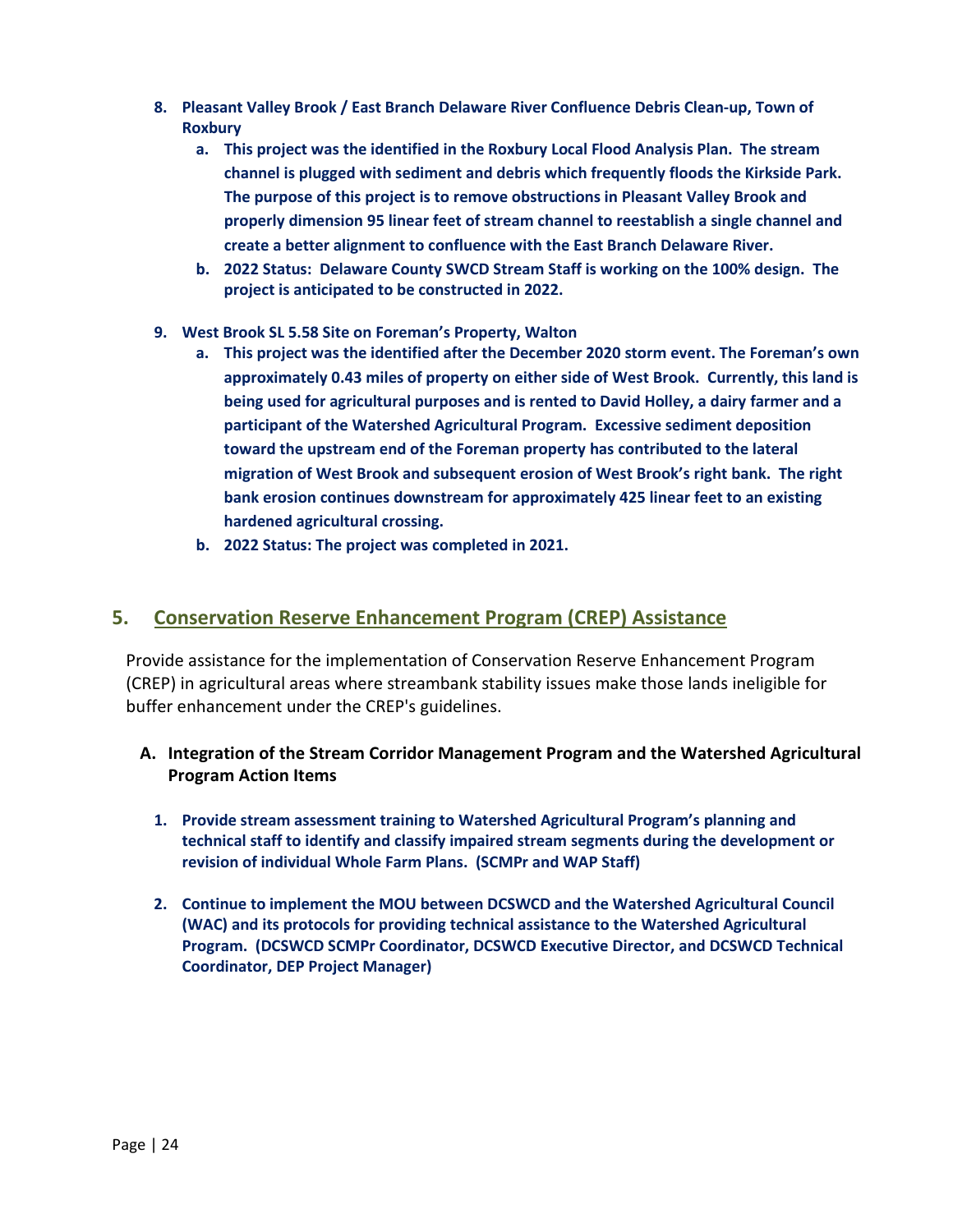8. **Pleasant Valley Brook / East Branch Delaware River Confluence Debris Clean-up, Town of Roxbury**
   a. **This project was the identified in the Roxbury Local Flood Analysis Plan. The stream channel is plugged with sediment and debris which frequently floods the Kirkside Park. The purpose of this project is to remove obstructions in Pleasant Valley Brook and properly dimension 95 linear feet of stream channel to reestablish a single channel and create a better alignment to confluence with the East Branch Delaware River.**
   b. **2022 Status: Delaware County SWCD Stream Staff is working on the 100% design. The project is anticipated to be constructed in 2022.**

9. **West Brook SL 5.58 Site on Foreman's Property, Walton**
   a. **This project was the identified after the December 2020 storm event. The Foreman's own approximately 0.43 miles of property on either side of West Brook. Currently, this land is being used for agricultural purposes and is rented to David Holley, a dairy farmer and a participant of the Watershed Agricultural Program. Excessive sediment deposition toward the upstream end of the Foreman property has contributed to the lateral migration of West Brook and subsequent erosion of West Brook's right bank. The right bank erosion continues downstream for approximately 425 linear feet to an existing hardened agricultural crossing.**
   b. **2022 Status: The project was completed in 2021.**

## 5. Conservation Reserve Enhancement Program (CREP) Assistance

Provide assistance for the implementation of Conservation Reserve Enhancement Program (CREP) in agricultural areas where streambank stability issues make those lands ineligible for buffer enhancement under the CREP's guidelines.

### A. Integration of the Stream Corridor Management Program and the Watershed Agricultural Program Action Items

1. **Provide stream assessment training to Watershed Agricultural Program's planning and technical staff to identify and classify impaired stream segments during the development or revision of individual Whole Farm Plans. (SCMPr and WAP Staff)**

2. **Continue to implement the MOU between DCSWCD and the Watershed Agricultural Council (WAC) and its protocols for providing technical assistance to the Watershed Agricultural Program. (DCSWCD SCMPr Coordinator, DCSWCD Executive Director, and DCSWCD Technical Coordinator, DEP Project Manager)**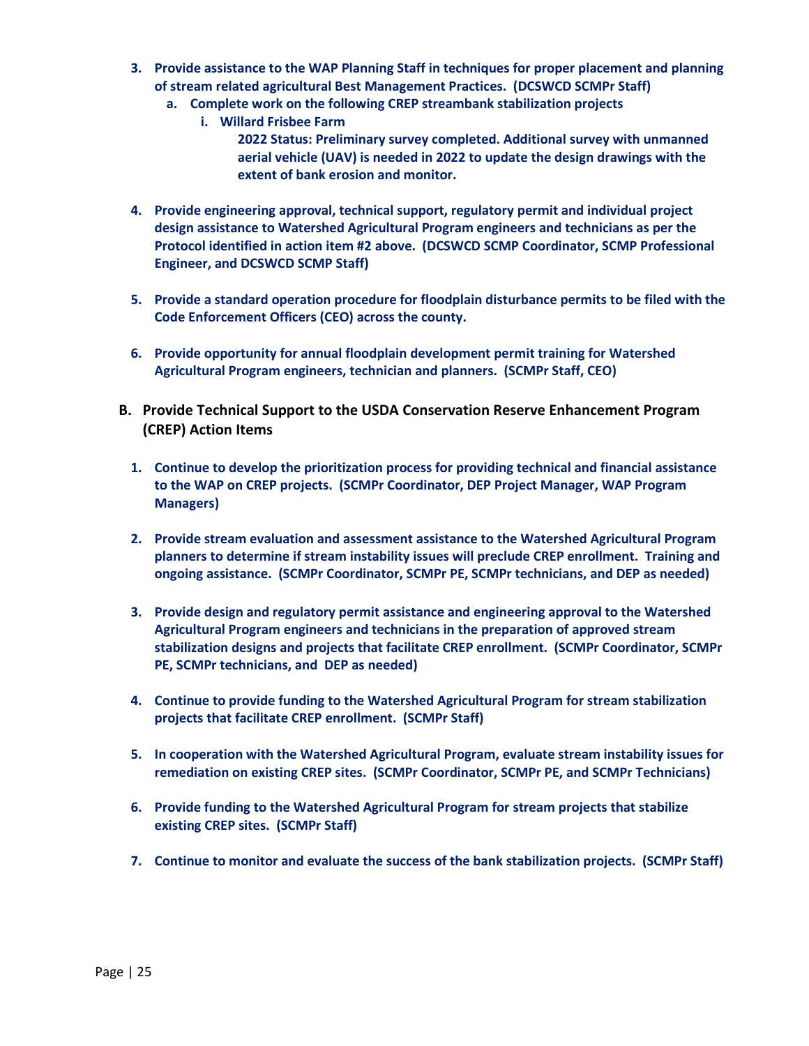3. **Provide assistance to the WAP Planning Staff in techniques for proper placement and planning of stream related agricultural Best Management Practices. (DCSWCD SCMPr Staff)**
   a. **Complete work on the following CREP streambank stabilization projects**
      i. **Willard Frisbee Farm**

         **2022 Status: Preliminary survey completed. Additional survey with unmanned aerial vehicle (UAV) is needed in 2022 to update the design drawings with the extent of bank erosion and monitor.**

4. **Provide engineering approval, technical support, regulatory permit and individual project design assistance to Watershed Agricultural Program engineers and technicians as per the Protocol identified in action item #2 above. (DCSWCD SCMP Coordinator, SCMP Professional Engineer, and DCSWCD SCMP Staff)**

5. **Provide a standard operation procedure for floodplain disturbance permits to be filed with the Code Enforcement Officers (CEO) across the county.**

6. **Provide opportunity for annual floodplain development permit training for Watershed Agricultural Program engineers, technician and planners. (SCMPr Staff, CEO)**

## B. Provide Technical Support to the USDA Conservation Reserve Enhancement Program (CREP) Action Items

1. **Continue to develop the prioritization process for providing technical and financial assistance to the WAP on CREP projects. (SCMPr Coordinator, DEP Project Manager, WAP Program Managers)**

2. **Provide stream evaluation and assessment assistance to the Watershed Agricultural Program planners to determine if stream instability issues will preclude CREP enrollment. Training and ongoing assistance. (SCMPr Coordinator, SCMPr PE, SCMPr technicians, and DEP as needed)**

3. **Provide design and regulatory permit assistance and engineering approval to the Watershed Agricultural Program engineers and technicians in the preparation of approved stream stabilization designs and projects that facilitate CREP enrollment. (SCMPr Coordinator, SCMPr PE, SCMPr technicians, and DEP as needed)**

4. **Continue to provide funding to the Watershed Agricultural Program for stream stabilization projects that facilitate CREP enrollment. (SCMPr Staff)**

5. **In cooperation with the Watershed Agricultural Program, evaluate stream instability issues for remediation on existing CREP sites. (SCMPr Coordinator, SCMPr PE, and SCMPr Technicians)**

6. **Provide funding to the Watershed Agricultural Program for stream projects that stabilize existing CREP sites. (SCMPr Staff)**

7. **Continue to monitor and evaluate the success of the bank stabilization projects. (SCMPr Staff)**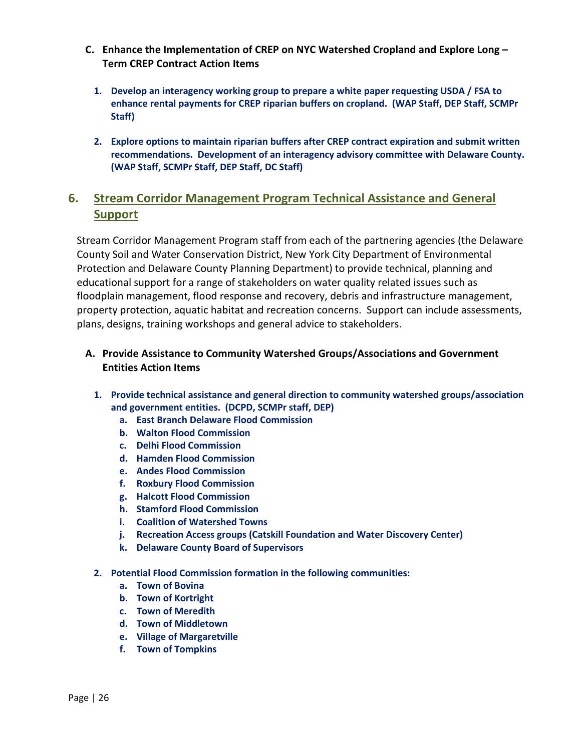### C. Enhance the Implementation of CREP on NYC Watershed Cropland and Explore Long – Term CREP Contract Action Items

1. **Develop an interagency working group to prepare a white paper requesting USDA / FSA to enhance rental payments for CREP riparian buffers on cropland. (WAP Staff, DEP Staff, SCMPr Staff)**

2. **Explore options to maintain riparian buffers after CREP contract expiration and submit written recommendations. Development of an interagency advisory committee with Delaware County. (WAP Staff, SCMPr Staff, DEP Staff, DC Staff)**

## 6. Stream Corridor Management Program Technical Assistance and General Support

Stream Corridor Management Program staff from each of the partnering agencies (the Delaware County Soil and Water Conservation District, New York City Department of Environmental Protection and Delaware County Planning Department) to provide technical, planning and educational support for a range of stakeholders on water quality related issues such as floodplain management, flood response and recovery, debris and infrastructure management, property protection, aquatic habitat and recreation concerns. Support can include assessments, plans, designs, training workshops and general advice to stakeholders.

### A. Provide Assistance to Community Watershed Groups/Associations and Government Entities Action Items

1. **Provide technical assistance and general direction to community watershed groups/association and government entities. (DCPD, SCMPr staff, DEP)**
   a. **East Branch Delaware Flood Commission**
   b. **Walton Flood Commission**
   c. **Delhi Flood Commission**
   d. **Hamden Flood Commission**
   e. **Andes Flood Commission**
   f. **Roxbury Flood Commission**
   g. **Halcott Flood Commission**
   h. **Stamford Flood Commission**
   i. **Coalition of Watershed Towns**
   j. **Recreation Access groups (Catskill Foundation and Water Discovery Center)**
   k. **Delaware County Board of Supervisors**

2. **Potential Flood Commission formation in the following communities:**
   a. **Town of Bovina**
   b. **Town of Kortright**
   c. **Town of Meredith**
   d. **Town of Middletown**
   e. **Village of Margaretville**
   f. **Town of Tompkins**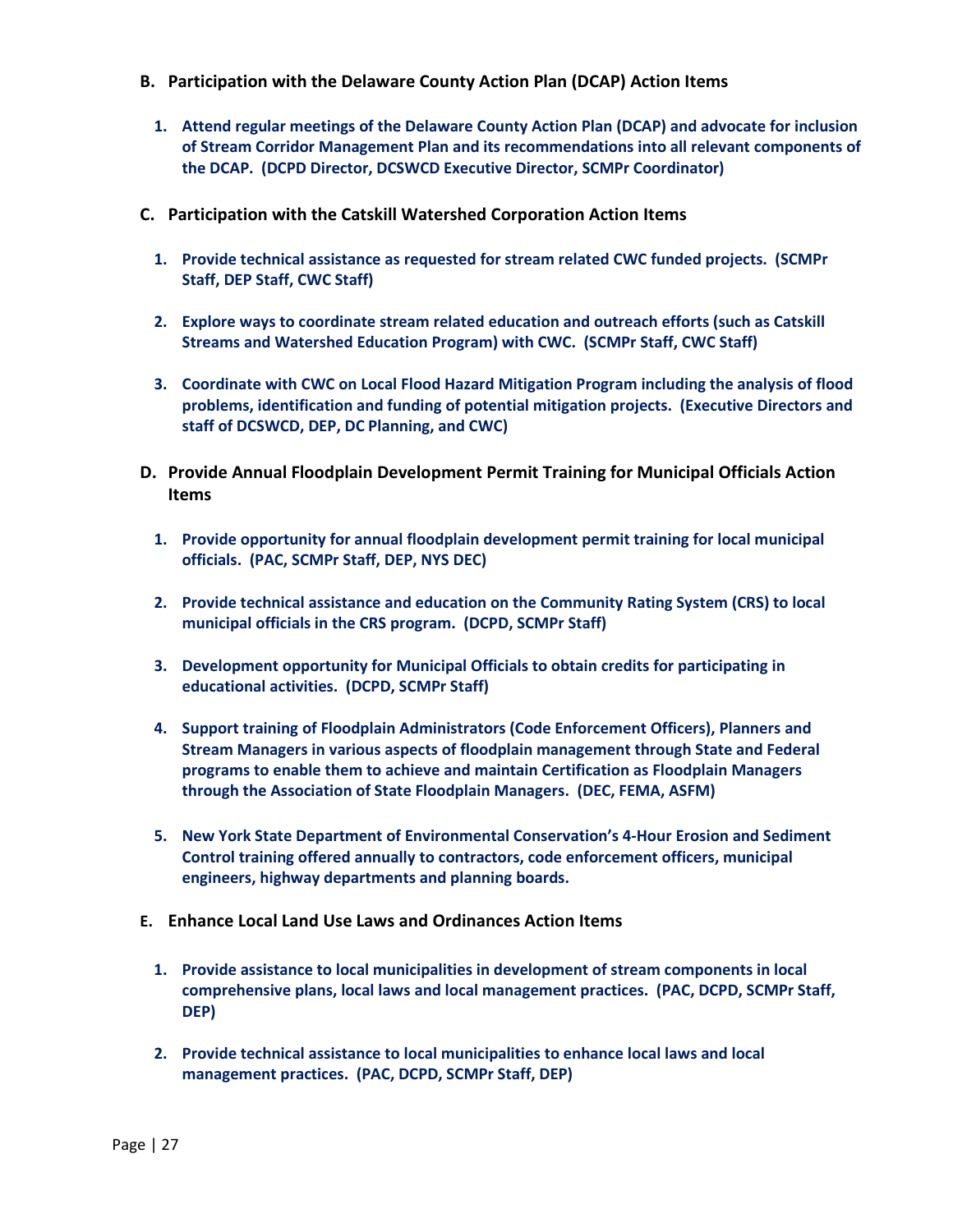### B. Participation with the Delaware County Action Plan (DCAP) Action Items

1. **Attend regular meetings of the Delaware County Action Plan (DCAP) and advocate for inclusion of Stream Corridor Management Plan and its recommendations into all relevant components of the DCAP. (DCPD Director, DCSWCD Executive Director, SCMPr Coordinator)**

### C. Participation with the Catskill Watershed Corporation Action Items

1. **Provide technical assistance as requested for stream related CWC funded projects. (SCMPr Staff, DEP Staff, CWC Staff)**

2. **Explore ways to coordinate stream related education and outreach efforts (such as Catskill Streams and Watershed Education Program) with CWC. (SCMPr Staff, CWC Staff)**

3. **Coordinate with CWC on Local Flood Hazard Mitigation Program including the analysis of flood problems, identification and funding of potential mitigation projects. (Executive Directors and staff of DCSWCD, DEP, DC Planning, and CWC)**

### D. Provide Annual Floodplain Development Permit Training for Municipal Officials Action Items

1. **Provide opportunity for annual floodplain development permit training for local municipal officials. (PAC, SCMPr Staff, DEP, NYS DEC)**

2. **Provide technical assistance and education on the Community Rating System (CRS) to local municipal officials in the CRS program. (DCPD, SCMPr Staff)**

3. **Development opportunity for Municipal Officials to obtain credits for participating in educational activities. (DCPD, SCMPr Staff)**

4. **Support training of Floodplain Administrators (Code Enforcement Officers), Planners and Stream Managers in various aspects of floodplain management through State and Federal programs to enable them to achieve and maintain Certification as Floodplain Managers through the Association of State Floodplain Managers. (DEC, FEMA, ASFM)**

5. **New York State Department of Environmental Conservation's 4-Hour Erosion and Sediment Control training offered annually to contractors, code enforcement officers, municipal engineers, highway departments and planning boards.**

### E. Enhance Local Land Use Laws and Ordinances Action Items

1. **Provide assistance to local municipalities in development of stream components in local comprehensive plans, local laws and local management practices. (PAC, DCPD, SCMPr Staff, DEP)**

2. **Provide technical assistance to local municipalities to enhance local laws and local management practices. (PAC, DCPD, SCMPr Staff, DEP)**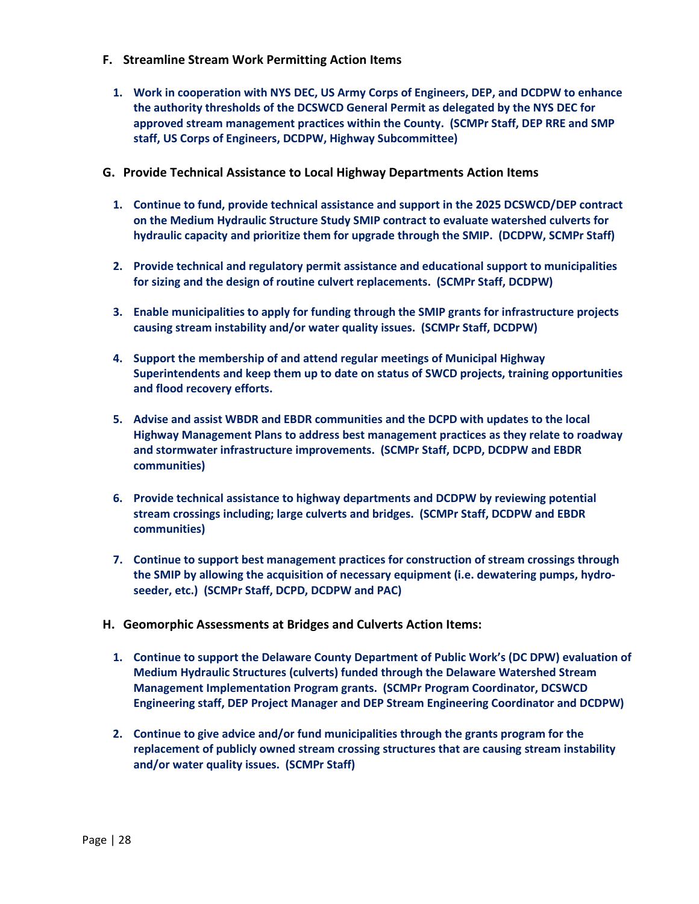### F. Streamline Stream Work Permitting Action Items

1. **Work in cooperation with NYS DEC, US Army Corps of Engineers, DEP, and DCDPW to enhance the authority thresholds of the DCSWCD General Permit as delegated by the NYS DEC for approved stream management practices within the County. (SCMPr Staff, DEP RRE and SMP staff, US Corps of Engineers, DCDPW, Highway Subcommittee)**

### G. Provide Technical Assistance to Local Highway Departments Action Items

1. **Continue to fund, provide technical assistance and support in the 2025 DCSWCD/DEP contract on the Medium Hydraulic Structure Study SMIP contract to evaluate watershed culverts for hydraulic capacity and prioritize them for upgrade through the SMIP. (DCDPW, SCMPr Staff)**

2. **Provide technical and regulatory permit assistance and educational support to municipalities for sizing and the design of routine culvert replacements. (SCMPr Staff, DCDPW)**

3. **Enable municipalities to apply for funding through the SMIP grants for infrastructure projects causing stream instability and/or water quality issues. (SCMPr Staff, DCDPW)**

4. **Support the membership of and attend regular meetings of Municipal Highway Superintendents and keep them up to date on status of SWCD projects, training opportunities and flood recovery efforts.**

5. **Advise and assist WBDR and EBDR communities and the DCPD with updates to the local Highway Management Plans to address best management practices as they relate to roadway and stormwater infrastructure improvements. (SCMPr Staff, DCPD, DCDPW and EBDR communities)**

6. **Provide technical assistance to highway departments and DCDPW by reviewing potential stream crossings including; large culverts and bridges. (SCMPr Staff, DCDPW and EBDR communities)**

7. **Continue to support best management practices for construction of stream crossings through the SMIP by allowing the acquisition of necessary equipment (i.e. dewatering pumps, hydro-seeder, etc.) (SCMPr Staff, DCPD, DCDPW and PAC)**

### H. Geomorphic Assessments at Bridges and Culverts Action Items:

1. **Continue to support the Delaware County Department of Public Work's (DC DPW) evaluation of Medium Hydraulic Structures (culverts) funded through the Delaware Watershed Stream Management Implementation Program grants. (SCMPr Program Coordinator, DCSWCD Engineering staff, DEP Project Manager and DEP Stream Engineering Coordinator and DCDPW)**

2. **Continue to give advice and/or fund municipalities through the grants program for the replacement of publicly owned stream crossing structures that are causing stream instability and/or water quality issues. (SCMPr Staff)**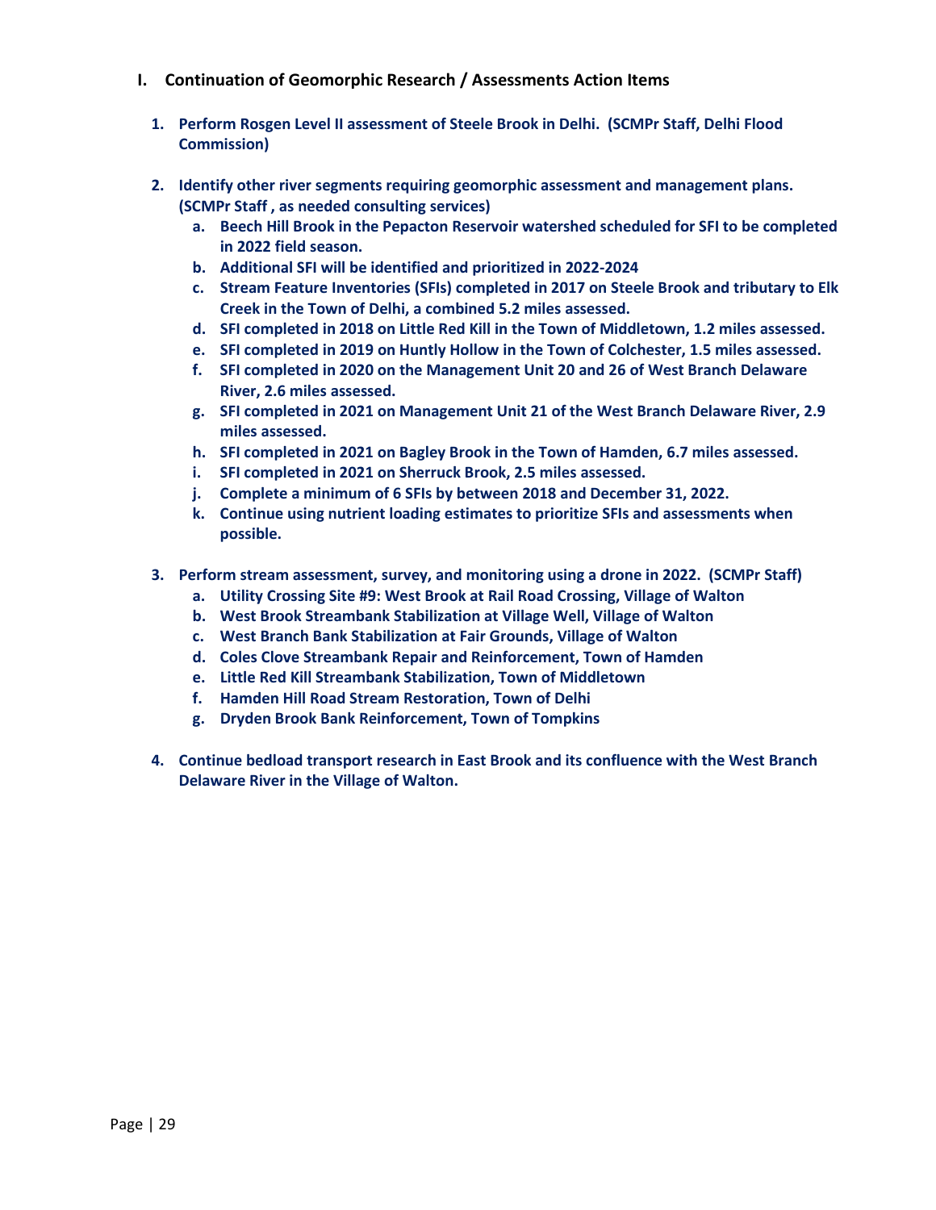## I. Continuation of Geomorphic Research / Assessments Action Items

1. **Perform Rosgen Level II assessment of Steele Brook in Delhi. (SCMPr Staff, Delhi Flood Commission)**

2. **Identify other river segments requiring geomorphic assessment and management plans. (SCMPr Staff , as needed consulting services)**
   a. **Beech Hill Brook in the Pepacton Reservoir watershed scheduled for SFI to be completed in 2022 field season.**
   b. **Additional SFI will be identified and prioritized in 2022-2024**
   c. **Stream Feature Inventories (SFIs) completed in 2017 on Steele Brook and tributary to Elk Creek in the Town of Delhi, a combined 5.2 miles assessed.**
   d. **SFI completed in 2018 on Little Red Kill in the Town of Middletown, 1.2 miles assessed.**
   e. **SFI completed in 2019 on Huntly Hollow in the Town of Colchester, 1.5 miles assessed.**
   f. **SFI completed in 2020 on the Management Unit 20 and 26 of West Branch Delaware River, 2.6 miles assessed.**
   g. **SFI completed in 2021 on Management Unit 21 of the West Branch Delaware River, 2.9 miles assessed.**
   h. **SFI completed in 2021 on Bagley Brook in the Town of Hamden, 6.7 miles assessed.**
   i. **SFI completed in 2021 on Sherruck Brook, 2.5 miles assessed.**
   j. **Complete a minimum of 6 SFIs by between 2018 and December 31, 2022.**
   k. **Continue using nutrient loading estimates to prioritize SFIs and assessments when possible.**

3. **Perform stream assessment, survey, and monitoring using a drone in 2022. (SCMPr Staff)**
   a. **Utility Crossing Site #9: West Brook at Rail Road Crossing, Village of Walton**
   b. **West Brook Streambank Stabilization at Village Well, Village of Walton**
   c. **West Branch Bank Stabilization at Fair Grounds, Village of Walton**
   d. **Coles Clove Streambank Repair and Reinforcement, Town of Hamden**
   e. **Little Red Kill Streambank Stabilization, Town of Middletown**
   f. **Hamden Hill Road Stream Restoration, Town of Delhi**
   g. **Dryden Brook Bank Reinforcement, Town of Tompkins**

4. **Continue bedload transport research in East Brook and its confluence with the West Branch Delaware River in the Village of Walton.**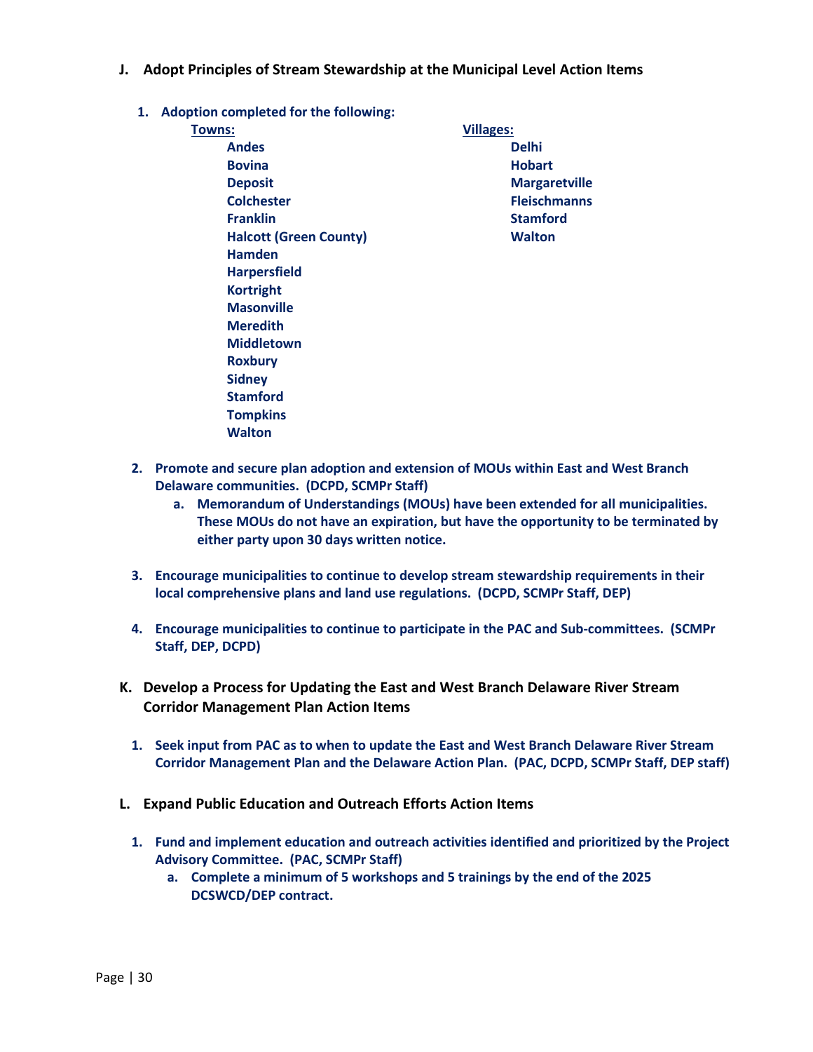## J. Adopt Principles of Stream Stewardship at the Municipal Level Action Items

1. **Adoption completed for the following:**

**Towns:**
- Andes
- Bovina
- Deposit
- Colchester
- Franklin
- Halcott (Green County)
- Hamden
- Harpersfield
- Kortright
- Masonville
- Meredith
- Middletown
- Roxbury
- Sidney
- Stamford
- Tompkins
- Walton

**Villages:**
- Delhi
- Hobart
- Margaretville
- Fleischmanns
- Stamford
- Walton

2. **Promote and secure plan adoption and extension of MOUs within East and West Branch Delaware communities. (DCPD, SCMPr Staff)**
   a. **Memorandum of Understandings (MOUs) have been extended for all municipalities. These MOUs do not have an expiration, but have the opportunity to be terminated by either party upon 30 days written notice.**

3. **Encourage municipalities to continue to develop stream stewardship requirements in their local comprehensive plans and land use regulations. (DCPD, SCMPr Staff, DEP)**

4. **Encourage municipalities to continue to participate in the PAC and Sub-committees. (SCMPr Staff, DEP, DCPD)**

## K. Develop a Process for Updating the East and West Branch Delaware River Stream Corridor Management Plan Action Items

1. **Seek input from PAC as to when to update the East and West Branch Delaware River Stream Corridor Management Plan and the Delaware Action Plan. (PAC, DCPD, SCMPr Staff, DEP staff)**

## L. Expand Public Education and Outreach Efforts Action Items

1. **Fund and implement education and outreach activities identified and prioritized by the Project Advisory Committee. (PAC, SCMPr Staff)**
   a. **Complete a minimum of 5 workshops and 5 trainings by the end of the 2025 DCSWCD/DEP contract.**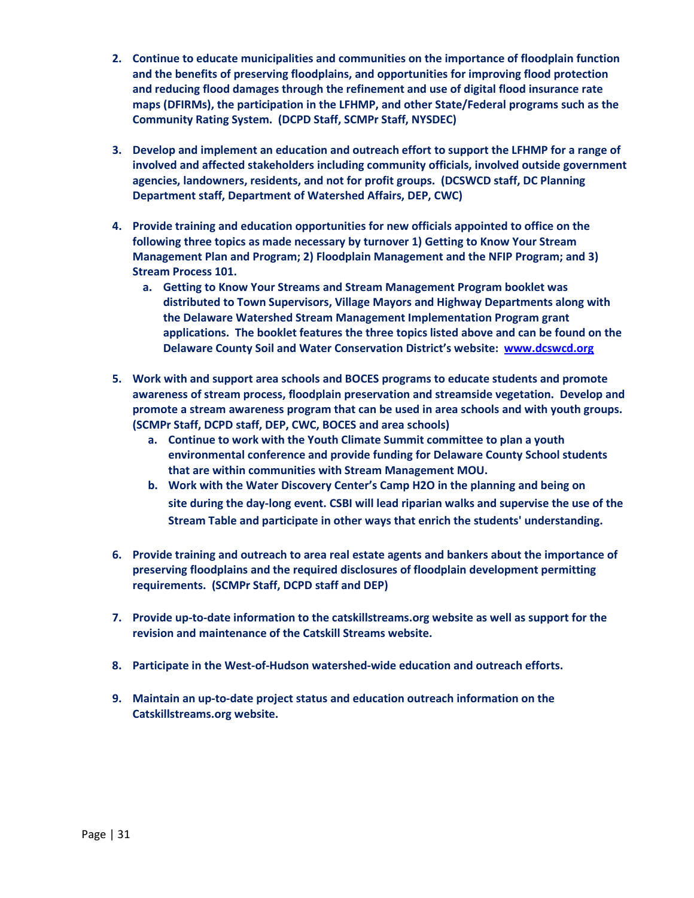2. **Continue to educate municipalities and communities on the importance of floodplain function and the benefits of preserving floodplains, and opportunities for improving flood protection and reducing flood damages through the refinement and use of digital flood insurance rate maps (DFIRMs), the participation in the LFHMP, and other State/Federal programs such as the Community Rating System. (DCPD Staff, SCMPr Staff, NYSDEC)**

3. **Develop and implement an education and outreach effort to support the LFHMP for a range of involved and affected stakeholders including community officials, involved outside government agencies, landowners, residents, and not for profit groups. (DCSWCD staff, DC Planning Department staff, Department of Watershed Affairs, DEP, CWC)**

4. **Provide training and education opportunities for new officials appointed to office on the following three topics as made necessary by turnover 1) Getting to Know Your Stream Management Plan and Program; 2) Floodplain Management and the NFIP Program; and 3) Stream Process 101.**
   a. **Getting to Know Your Streams and Stream Management Program booklet was distributed to Town Supervisors, Village Mayors and Highway Departments along with the Delaware Watershed Stream Management Implementation Program grant applications. The booklet features the three topics listed above and can be found on the Delaware County Soil and Water Conservation District's website: [www.dcswcd.org](http://www.dcswcd.org)**

5. **Work with and support area schools and BOCES programs to educate students and promote awareness of stream process, floodplain preservation and streamside vegetation. Develop and promote a stream awareness program that can be used in area schools and with youth groups. (SCMPr Staff, DCPD staff, DEP, CWC, BOCES and area schools)**
   a. **Continue to work with the Youth Climate Summit committee to plan a youth environmental conference and provide funding for Delaware County School students that are within communities with Stream Management MOU.**
   b. **Work with the Water Discovery Center's Camp H2O in the planning and being on site during the day-long event. CSBI will lead riparian walks and supervise the use of the Stream Table and participate in other ways that enrich the students' understanding.**

6. **Provide training and outreach to area real estate agents and bankers about the importance of preserving floodplains and the required disclosures of floodplain development permitting requirements. (SCMPr Staff, DCPD staff and DEP)**

7. **Provide up-to-date information to the catskillstreams.org website as well as support for the revision and maintenance of the Catskill Streams website.**

8. **Participate in the West-of-Hudson watershed-wide education and outreach efforts.**

9. **Maintain an up-to-date project status and education outreach information on the Catskillstreams.org website.**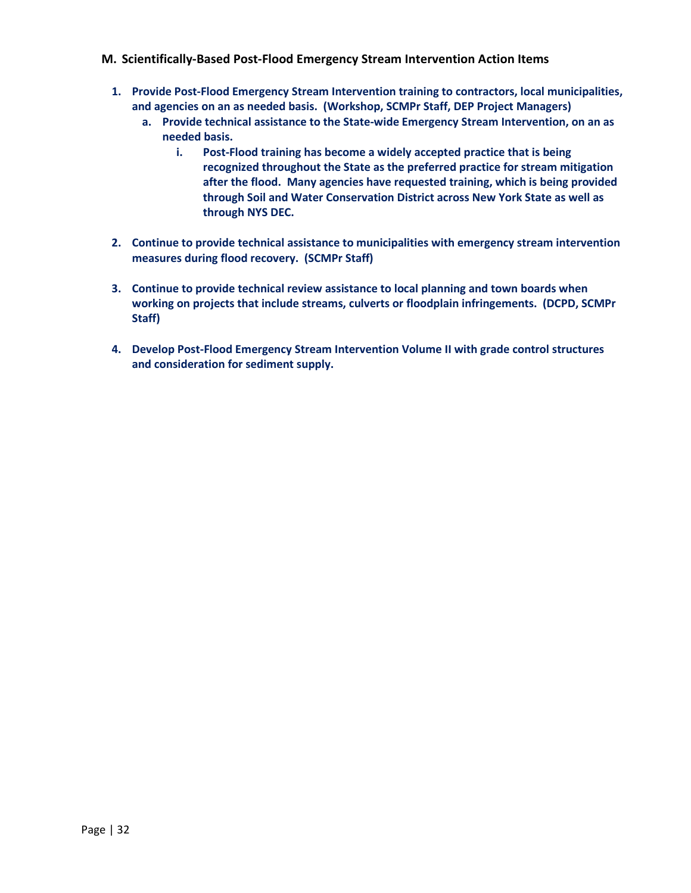### M. Scientifically-Based Post-Flood Emergency Stream Intervention Action Items

1. **Provide Post-Flood Emergency Stream Intervention training to contractors, local municipalities, and agencies on an as needed basis. (Workshop, SCMPr Staff, DEP Project Managers)**
   a. **Provide technical assistance to the State-wide Emergency Stream Intervention, on an as needed basis.**
      i. **Post-Flood training has become a widely accepted practice that is being recognized throughout the State as the preferred practice for stream mitigation after the flood. Many agencies have requested training, which is being provided through Soil and Water Conservation District across New York State as well as through NYS DEC.**

2. **Continue to provide technical assistance to municipalities with emergency stream intervention measures during flood recovery. (SCMPr Staff)**

3. **Continue to provide technical review assistance to local planning and town boards when working on projects that include streams, culverts or floodplain infringements. (DCPD, SCMPr Staff)**

4. **Develop Post-Flood Emergency Stream Intervention Volume II with grade control structures and consideration for sediment supply.**